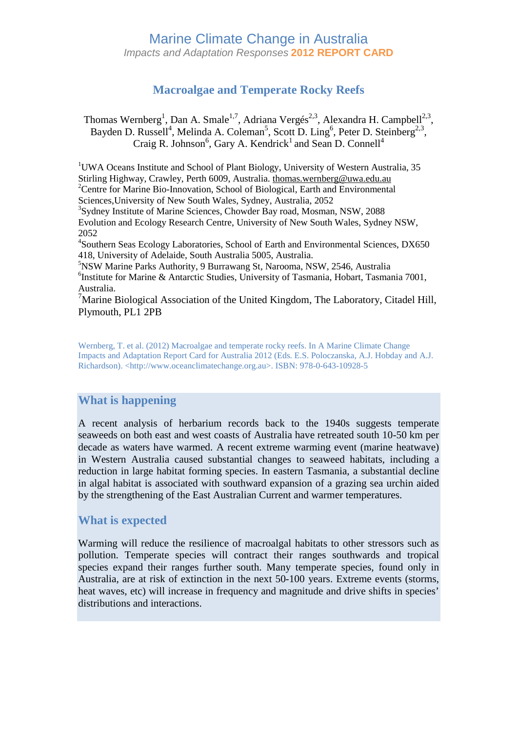# Marine Climate Change in Australia

*Impacts and Adaptation Responses* **2012 REPORT CARD**

## Macroalgae and Temperate Rocky Reefs

Thomas Wernberg[1], Dan A. Smale[1,7], Adriana Vergés[2,3], Alexandra H. Campbell[2,3], Bayden D. Russell[4], Melinda A. Coleman[5], Scott D. Ling[6], Peter D. Steinberg[2,3], Craig R. Johnson[6], Gary A. Kendrick[1] and Sean D. Connell[4]

[1]UWA Oceans Institute and School of Plant Biology, University of Western Australia, 35 Stirling Highway, Crawley, Perth 6009, Australia. thomas.wernberg@uwa.edu.au
[2]Centre for Marine Bio-Innovation, School of Biological, Earth and Environmental Sciences,University of New South Wales, Sydney, Australia, 2052
[3]Sydney Institute of Marine Sciences, Chowder Bay road, Mosman, NSW, 2088 Evolution and Ecology Research Centre, University of New South Wales, Sydney NSW, 2052
[4]Southern Seas Ecology Laboratories, School of Earth and Environmental Sciences, DX650 418, University of Adelaide, South Australia 5005, Australia.
[5]NSW Marine Parks Authority, 9 Burrawang St, Narooma, NSW, 2546, Australia
[6]Institute for Marine & Antarctic Studies, University of Tasmania, Hobart, Tasmania 7001, Australia.
[7]Marine Biological Association of the United Kingdom, The Laboratory, Citadel Hill, Plymouth, PL1 2PB

Wernberg, T. et al. (2012) Macroalgae and temperate rocky reefs. In A Marine Climate Change Impacts and Adaptation Report Card for Australia 2012 (Eds. E.S. Poloczanska, A.J. Hobday and A.J. Richardson). <http://www.oceanclimatechange.org.au>. ISBN: 978-0-643-10928-5

### What is happening

A recent analysis of herbarium records back to the 1940s suggests temperate seaweeds on both east and west coasts of Australia have retreated south 10-50 km per decade as waters have warmed. A recent extreme warming event (marine heatwave) in Western Australia caused substantial changes to seaweed habitats, including a reduction in large habitat forming species. In eastern Tasmania, a substantial decline in algal habitat is associated with southward expansion of a grazing sea urchin aided by the strengthening of the East Australian Current and warmer temperatures.

### What is expected

Warming will reduce the resilience of macroalgal habitats to other stressors such as pollution. Temperate species will contract their ranges southwards and tropical species expand their ranges further south. Many temperate species, found only in Australia, are at risk of extinction in the next 50-100 years. Extreme events (storms, heat waves, etc) will increase in frequency and magnitude and drive shifts in species' distributions and interactions.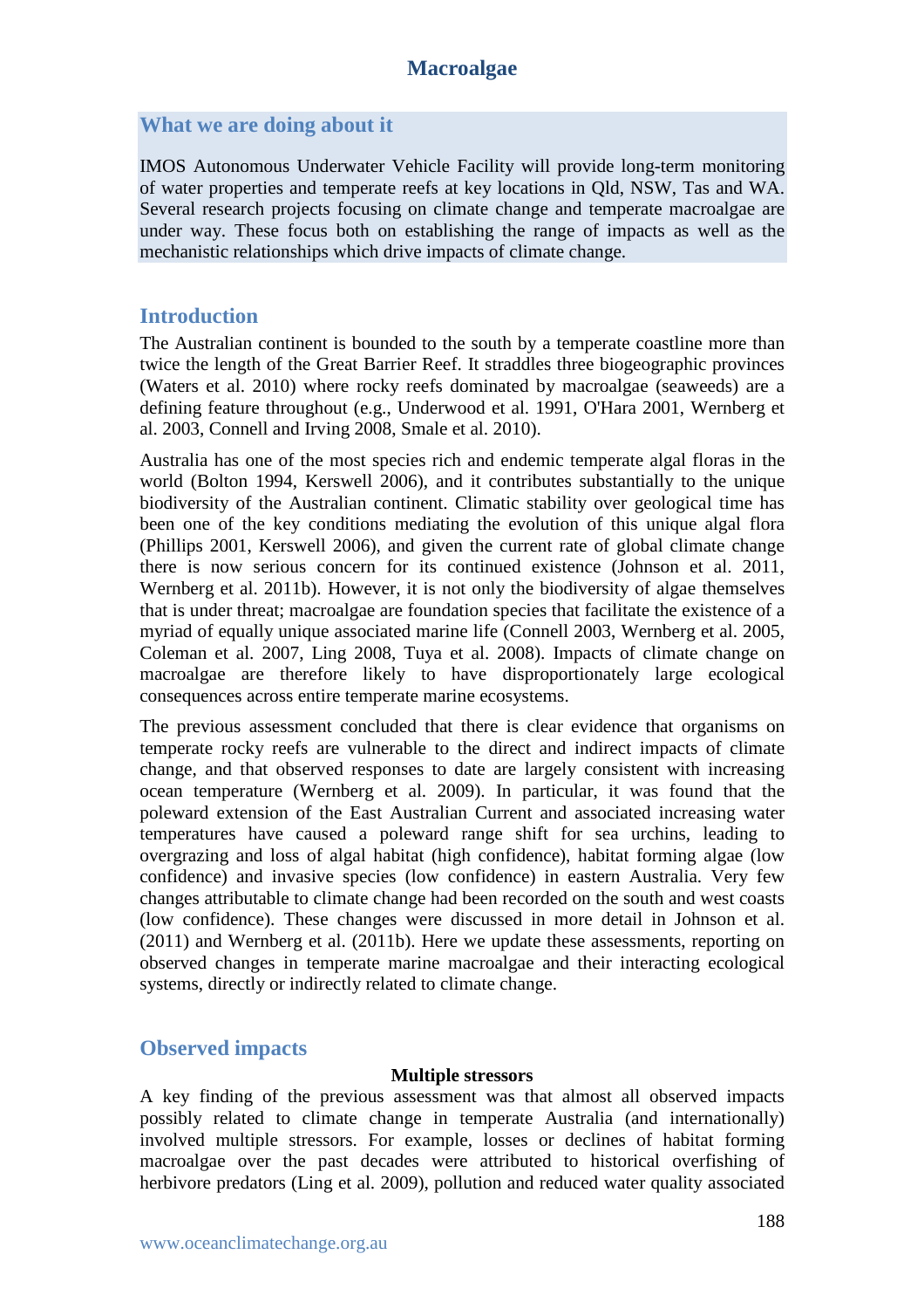## What we are doing about it

IMOS Autonomous Underwater Vehicle Facility will provide long-term monitoring of water properties and temperate reefs at key locations in Qld, NSW, Tas and WA. Several research projects focusing on climate change and temperate macroalgae are under way. These focus both on establishing the range of impacts as well as the mechanistic relationships which drive impacts of climate change.

## Introduction

The Australian continent is bounded to the south by a temperate coastline more than twice the length of the Great Barrier Reef. It straddles three biogeographic provinces (Waters et al. 2010) where rocky reefs dominated by macroalgae (seaweeds) are a defining feature throughout (e.g., Underwood et al. 1991, O'Hara 2001, Wernberg et al. 2003, Connell and Irving 2008, Smale et al. 2010).

Australia has one of the most species rich and endemic temperate algal floras in the world (Bolton 1994, Kerswell 2006), and it contributes substantially to the unique biodiversity of the Australian continent. Climatic stability over geological time has been one of the key conditions mediating the evolution of this unique algal flora (Phillips 2001, Kerswell 2006), and given the current rate of global climate change there is now serious concern for its continued existence (Johnson et al. 2011, Wernberg et al. 2011b). However, it is not only the biodiversity of algae themselves that is under threat; macroalgae are foundation species that facilitate the existence of a myriad of equally unique associated marine life (Connell 2003, Wernberg et al. 2005, Coleman et al. 2007, Ling 2008, Tuya et al. 2008). Impacts of climate change on macroalgae are therefore likely to have disproportionately large ecological consequences across entire temperate marine ecosystems.

The previous assessment concluded that there is clear evidence that organisms on temperate rocky reefs are vulnerable to the direct and indirect impacts of climate change, and that observed responses to date are largely consistent with increasing ocean temperature (Wernberg et al. 2009). In particular, it was found that the poleward extension of the East Australian Current and associated increasing water temperatures have caused a poleward range shift for sea urchins, leading to overgrazing and loss of algal habitat (high confidence), habitat forming algae (low confidence) and invasive species (low confidence) in eastern Australia. Very few changes attributable to climate change had been recorded on the south and west coasts (low confidence). These changes were discussed in more detail in Johnson et al. (2011) and Wernberg et al. (2011b). Here we update these assessments, reporting on observed changes in temperate marine macroalgae and their interacting ecological systems, directly or indirectly related to climate change.

## Observed impacts

### Multiple stressors

A key finding of the previous assessment was that almost all observed impacts possibly related to climate change in temperate Australia (and internationally) involved multiple stressors. For example, losses or declines of habitat forming macroalgae over the past decades were attributed to historical overfishing of herbivore predators (Ling et al. 2009), pollution and reduced water quality associated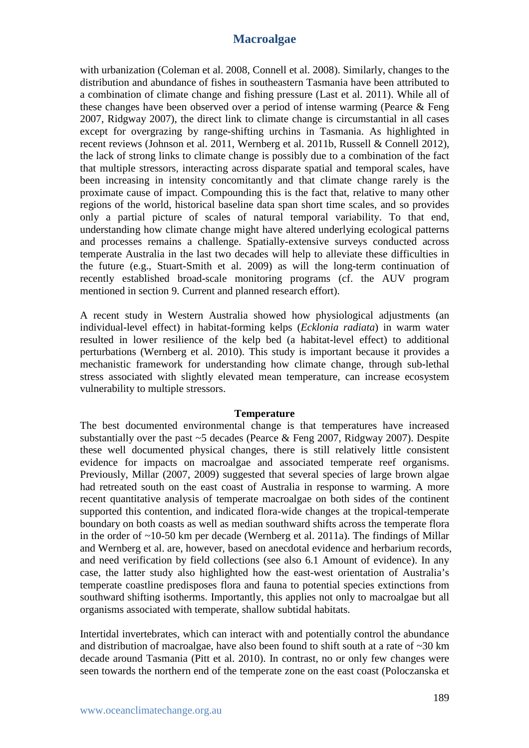with urbanization (Coleman et al. 2008, Connell et al. 2008). Similarly, changes to the distribution and abundance of fishes in southeastern Tasmania have been attributed to a combination of climate change and fishing pressure (Last et al. 2011). While all of these changes have been observed over a period of intense warming (Pearce & Feng 2007, Ridgway 2007), the direct link to climate change is circumstantial in all cases except for overgrazing by range-shifting urchins in Tasmania. As highlighted in recent reviews (Johnson et al. 2011, Wernberg et al. 2011b, Russell & Connell 2012), the lack of strong links to climate change is possibly due to a combination of the fact that multiple stressors, interacting across disparate spatial and temporal scales, have been increasing in intensity concomitantly and that climate change rarely is the proximate cause of impact. Compounding this is the fact that, relative to many other regions of the world, historical baseline data span short time scales, and so provides only a partial picture of scales of natural temporal variability. To that end, understanding how climate change might have altered underlying ecological patterns and processes remains a challenge. Spatially-extensive surveys conducted across temperate Australia in the last two decades will help to alleviate these difficulties in the future (e.g., Stuart-Smith et al. 2009) as will the long-term continuation of recently established broad-scale monitoring programs (cf. the AUV program mentioned in section 9. Current and planned research effort).

A recent study in Western Australia showed how physiological adjustments (an individual-level effect) in habitat-forming kelps (*Ecklonia radiata*) in warm water resulted in lower resilience of the kelp bed (a habitat-level effect) to additional perturbations (Wernberg et al. 2010). This study is important because it provides a mechanistic framework for understanding how climate change, through sub-lethal stress associated with slightly elevated mean temperature, can increase ecosystem vulnerability to multiple stressors.

**Temperature**

The best documented environmental change is that temperatures have increased substantially over the past ~5 decades (Pearce & Feng 2007, Ridgway 2007). Despite these well documented physical changes, there is still relatively little consistent evidence for impacts on macroalgae and associated temperate reef organisms. Previously, Millar (2007, 2009) suggested that several species of large brown algae had retreated south on the east coast of Australia in response to warming. A more recent quantitative analysis of temperate macroalgae on both sides of the continent supported this contention, and indicated flora-wide changes at the tropical-temperate boundary on both coasts as well as median southward shifts across the temperate flora in the order of ~10-50 km per decade (Wernberg et al. 2011a). The findings of Millar and Wernberg et al. are, however, based on anecdotal evidence and herbarium records, and need verification by field collections (see also 6.1 Amount of evidence). In any case, the latter study also highlighted how the east-west orientation of Australia's temperate coastline predisposes flora and fauna to potential species extinctions from southward shifting isotherms. Importantly, this applies not only to macroalgae but all organisms associated with temperate, shallow subtidal habitats.

Intertidal invertebrates, which can interact with and potentially control the abundance and distribution of macroalgae, have also been found to shift south at a rate of ~30 km decade around Tasmania (Pitt et al. 2010). In contrast, no or only few changes were seen towards the northern end of the temperate zone on the east coast (Poloczanska et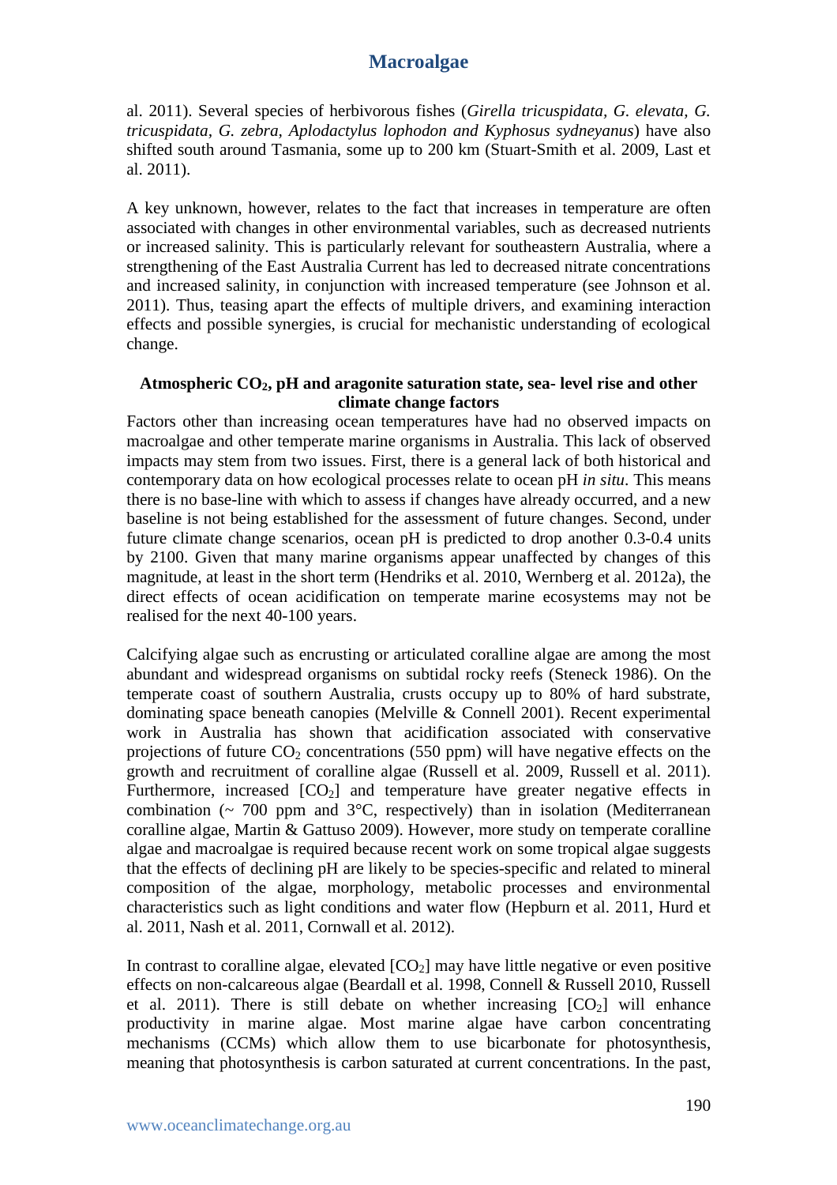al. 2011). Several species of herbivorous fishes (*Girella tricuspidata*, *G. elevata*, *G. tricuspidata*, *G. zebra*, *Aplodactylus lophodon and Kyphosus sydneyanus*) have also shifted south around Tasmania, some up to 200 km (Stuart-Smith et al. 2009, Last et al. 2011).

A key unknown, however, relates to the fact that increases in temperature are often associated with changes in other environmental variables, such as decreased nutrients or increased salinity. This is particularly relevant for southeastern Australia, where a strengthening of the East Australia Current has led to decreased nitrate concentrations and increased salinity, in conjunction with increased temperature (see Johnson et al. 2011). Thus, teasing apart the effects of multiple drivers, and examining interaction effects and possible synergies, is crucial for mechanistic understanding of ecological change.

### Atmospheric $CO_2$, pH and aragonite saturation state, sea- level rise and other climate change factors

Factors other than increasing ocean temperatures have had no observed impacts on macroalgae and other temperate marine organisms in Australia. This lack of observed impacts may stem from two issues. First, there is a general lack of both historical and contemporary data on how ecological processes relate to ocean pH *in situ*. This means there is no base-line with which to assess if changes have already occurred, and a new baseline is not being established for the assessment of future changes. Second, under future climate change scenarios, ocean pH is predicted to drop another 0.3-0.4 units by 2100. Given that many marine organisms appear unaffected by changes of this magnitude, at least in the short term (Hendriks et al. 2010, Wernberg et al. 2012a), the direct effects of ocean acidification on temperate marine ecosystems may not be realised for the next 40-100 years.

Calcifying algae such as encrusting or articulated coralline algae are among the most abundant and widespread organisms on subtidal rocky reefs (Steneck 1986). On the temperate coast of southern Australia, crusts occupy up to 80% of hard substrate, dominating space beneath canopies (Melville & Connell 2001). Recent experimental work in Australia has shown that acidification associated with conservative projections of future $CO_2$ concentrations (550 ppm) will have negative effects on the growth and recruitment of coralline algae (Russell et al. 2009, Russell et al. 2011). Furthermore, increased $[CO_2]$ and temperature have greater negative effects in combination (~ 700 ppm and 3°C, respectively) than in isolation (Mediterranean coralline algae, Martin & Gattuso 2009). However, more study on temperate coralline algae and macroalgae is required because recent work on some tropical algae suggests that the effects of declining pH are likely to be species-specific and related to mineral composition of the algae, morphology, metabolic processes and environmental characteristics such as light conditions and water flow (Hepburn et al. 2011, Hurd et al. 2011, Nash et al. 2011, Cornwall et al. 2012).

In contrast to coralline algae, elevated $[CO_2]$ may have little negative or even positive effects on non-calcareous algae (Beardall et al. 1998, Connell & Russell 2010, Russell et al. 2011). There is still debate on whether increasing $[CO_2]$ will enhance productivity in marine algae. Most marine algae have carbon concentrating mechanisms (CCMs) which allow them to use bicarbonate for photosynthesis, meaning that photosynthesis is carbon saturated at current concentrations. In the past,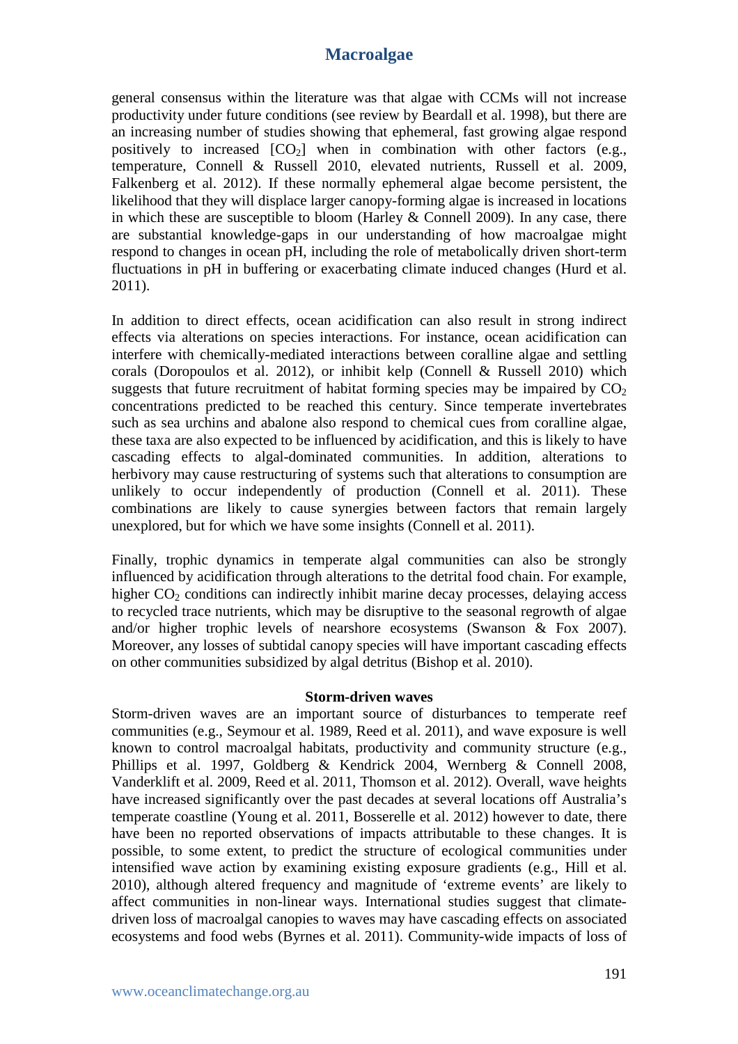general consensus within the literature was that algae with CCMs will not increase productivity under future conditions (see review by Beardall et al. 1998), but there are an increasing number of studies showing that ephemeral, fast growing algae respond positively to increased [$CO_2$] when in combination with other factors (e.g., temperature, Connell & Russell 2010, elevated nutrients, Russell et al. 2009, Falkenberg et al. 2012). If these normally ephemeral algae become persistent, the likelihood that they will displace larger canopy-forming algae is increased in locations in which these are susceptible to bloom (Harley & Connell 2009). In any case, there are substantial knowledge-gaps in our understanding of how macroalgae might respond to changes in ocean pH, including the role of metabolically driven short-term fluctuations in pH in buffering or exacerbating climate induced changes (Hurd et al. 2011).

In addition to direct effects, ocean acidification can also result in strong indirect effects via alterations on species interactions. For instance, ocean acidification can interfere with chemically-mediated interactions between coralline algae and settling corals (Doropoulos et al. 2012), or inhibit kelp (Connell & Russell 2010) which suggests that future recruitment of habitat forming species may be impaired by $CO_2$ concentrations predicted to be reached this century. Since temperate invertebrates such as sea urchins and abalone also respond to chemical cues from coralline algae, these taxa are also expected to be influenced by acidification, and this is likely to have cascading effects to algal-dominated communities. In addition, alterations to herbivory may cause restructuring of systems such that alterations to consumption are unlikely to occur independently of production (Connell et al. 2011). These combinations are likely to cause synergies between factors that remain largely unexplored, but for which we have some insights (Connell et al. 2011).

Finally, trophic dynamics in temperate algal communities can also be strongly influenced by acidification through alterations to the detrital food chain. For example, higher $CO_2$ conditions can indirectly inhibit marine decay processes, delaying access to recycled trace nutrients, which may be disruptive to the seasonal regrowth of algae and/or higher trophic levels of nearshore ecosystems (Swanson & Fox 2007). Moreover, any losses of subtidal canopy species will have important cascading effects on other communities subsidized by algal detritus (Bishop et al. 2010).

### Storm-driven waves

Storm-driven waves are an important source of disturbances to temperate reef communities (e.g., Seymour et al. 1989, Reed et al. 2011), and wave exposure is well known to control macroalgal habitats, productivity and community structure (e.g., Phillips et al. 1997, Goldberg & Kendrick 2004, Wernberg & Connell 2008, Vanderklift et al. 2009, Reed et al. 2011, Thomson et al. 2012). Overall, wave heights have increased significantly over the past decades at several locations off Australia's temperate coastline (Young et al. 2011, Bosserelle et al. 2012) however to date, there have been no reported observations of impacts attributable to these changes. It is possible, to some extent, to predict the structure of ecological communities under intensified wave action by examining existing exposure gradients (e.g., Hill et al. 2010), although altered frequency and magnitude of 'extreme events' are likely to affect communities in non-linear ways. International studies suggest that climate-driven loss of macroalgal canopies to waves may have cascading effects on associated ecosystems and food webs (Byrnes et al. 2011). Community-wide impacts of loss of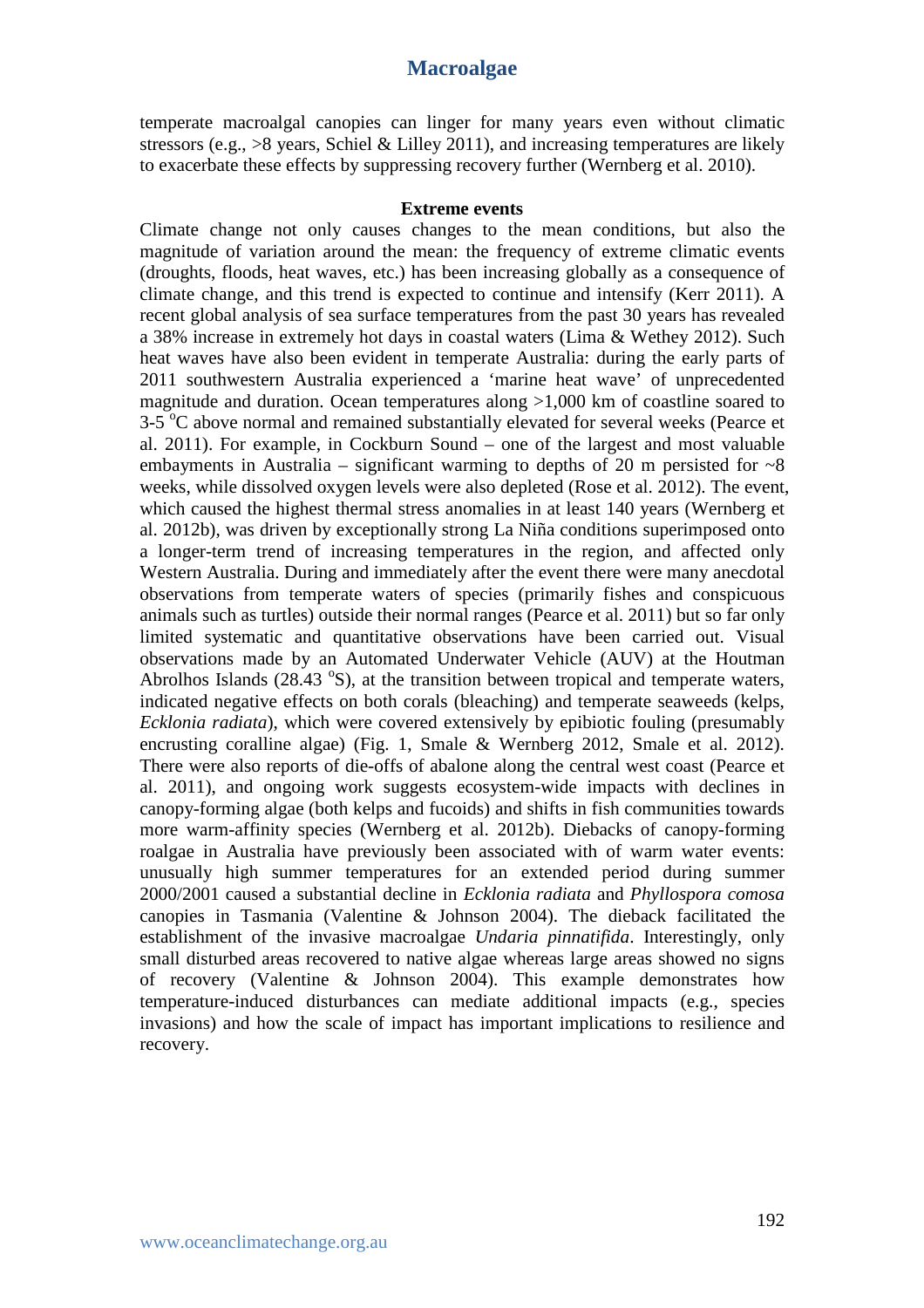temperate macroalgal canopies can linger for many years even without climatic stressors (e.g., >8 years, Schiel & Lilley 2011), and increasing temperatures are likely to exacerbate these effects by suppressing recovery further (Wernberg et al. 2010).

**Extreme events**

Climate change not only causes changes to the mean conditions, but also the magnitude of variation around the mean: the frequency of extreme climatic events (droughts, floods, heat waves, etc.) has been increasing globally as a consequence of climate change, and this trend is expected to continue and intensify (Kerr 2011). A recent global analysis of sea surface temperatures from the past 30 years has revealed a 38% increase in extremely hot days in coastal waters (Lima & Wethey 2012). Such heat waves have also been evident in temperate Australia: during the early parts of 2011 southwestern Australia experienced a 'marine heat wave' of unprecedented magnitude and duration. Ocean temperatures along >1,000 km of coastline soared to 3-5 $^{o}$C above normal and remained substantially elevated for several weeks (Pearce et al. 2011). For example, in Cockburn Sound – one of the largest and most valuable embayments in Australia – significant warming to depths of 20 m persisted for ~8 weeks, while dissolved oxygen levels were also depleted (Rose et al. 2012). The event, which caused the highest thermal stress anomalies in at least 140 years (Wernberg et al. 2012b), was driven by exceptionally strong La Niña conditions superimposed onto a longer-term trend of increasing temperatures in the region, and affected only Western Australia. During and immediately after the event there were many anecdotal observations from temperate waters of species (primarily fishes and conspicuous animals such as turtles) outside their normal ranges (Pearce et al. 2011) but so far only limited systematic and quantitative observations have been carried out. Visual observations made by an Automated Underwater Vehicle (AUV) at the Houtman Abrolhos Islands (28.43 $^{o}$S), at the transition between tropical and temperate waters, indicated negative effects on both corals (bleaching) and temperate seaweeds (kelps, *Ecklonia radiata*), which were covered extensively by epibiotic fouling (presumably encrusting coralline algae) (Fig. 1, Smale & Wernberg 2012, Smale et al. 2012). There were also reports of die-offs of abalone along the central west coast (Pearce et al. 2011), and ongoing work suggests ecosystem-wide impacts with declines in canopy-forming algae (both kelps and fucoids) and shifts in fish communities towards more warm-affinity species (Wernberg et al. 2012b). Diebacks of canopy-forming roalgae in Australia have previously been associated with of warm water events: unusually high summer temperatures for an extended period during summer 2000/2001 caused a substantial decline in *Ecklonia radiata* and *Phyllospora comosa* canopies in Tasmania (Valentine & Johnson 2004). The dieback facilitated the establishment of the invasive macroalgae *Undaria pinnatifida*. Interestingly, only small disturbed areas recovered to native algae whereas large areas showed no signs of recovery (Valentine & Johnson 2004). This example demonstrates how temperature-induced disturbances can mediate additional impacts (e.g., species invasions) and how the scale of impact has important implications to resilience and recovery.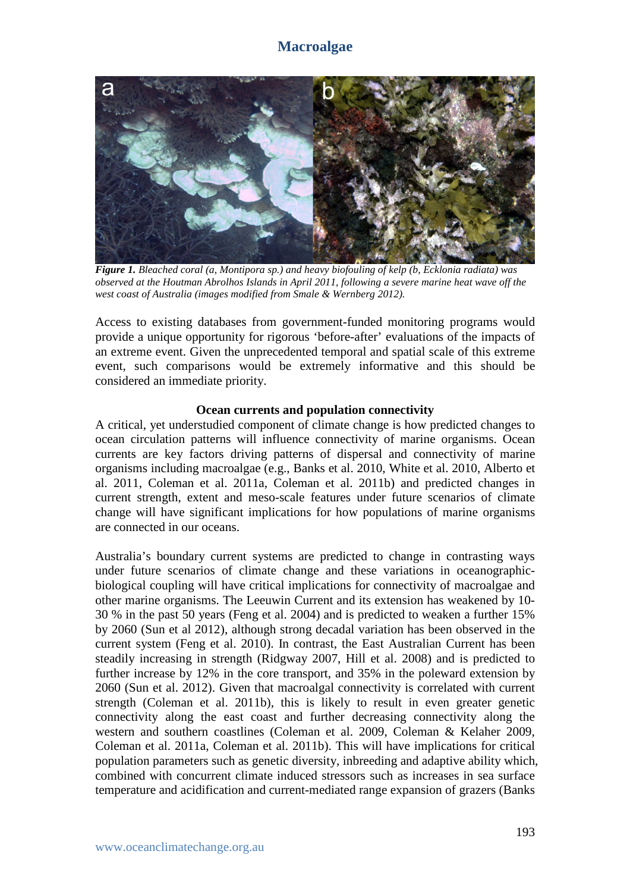***Figure 1.*** *Bleached coral (a, Montipora sp.) and heavy biofouling of kelp (b, Ecklonia radiata) was observed at the Houtman Abrolhos Islands in April 2011, following a severe marine heat wave off the west coast of Australia (images modified from Smale & Wernberg 2012).*

Access to existing databases from government-funded monitoring programs would provide a unique opportunity for rigorous 'before-after' evaluations of the impacts of an extreme event. Given the unprecedented temporal and spatial scale of this extreme event, such comparisons would be extremely informative and this should be considered an immediate priority.

### Ocean currents and population connectivity

A critical, yet understudied component of climate change is how predicted changes to ocean circulation patterns will influence connectivity of marine organisms. Ocean currents are key factors driving patterns of dispersal and connectivity of marine organisms including macroalgae (e.g., Banks et al. 2010, White et al. 2010, Alberto et al. 2011, Coleman et al. 2011a, Coleman et al. 2011b) and predicted changes in current strength, extent and meso-scale features under future scenarios of climate change will have significant implications for how populations of marine organisms are connected in our oceans.

Australia's boundary current systems are predicted to change in contrasting ways under future scenarios of climate change and these variations in oceanographic-biological coupling will have critical implications for connectivity of macroalgae and other marine organisms. The Leeuwin Current and its extension has weakened by 10-30 % in the past 50 years (Feng et al. 2004) and is predicted to weaken a further 15% by 2060 (Sun et al 2012), although strong decadal variation has been observed in the current system (Feng et al. 2010). In contrast, the East Australian Current has been steadily increasing in strength (Ridgway 2007, Hill et al. 2008) and is predicted to further increase by 12% in the core transport, and 35% in the poleward extension by 2060 (Sun et al. 2012). Given that macroalgal connectivity is correlated with current strength (Coleman et al. 2011b), this is likely to result in even greater genetic connectivity along the east coast and further decreasing connectivity along the western and southern coastlines (Coleman et al. 2009, Coleman & Kelaher 2009, Coleman et al. 2011a, Coleman et al. 2011b). This will have implications for critical population parameters such as genetic diversity, inbreeding and adaptive ability which, combined with concurrent climate induced stressors such as increases in sea surface temperature and acidification and current-mediated range expansion of grazers (Banks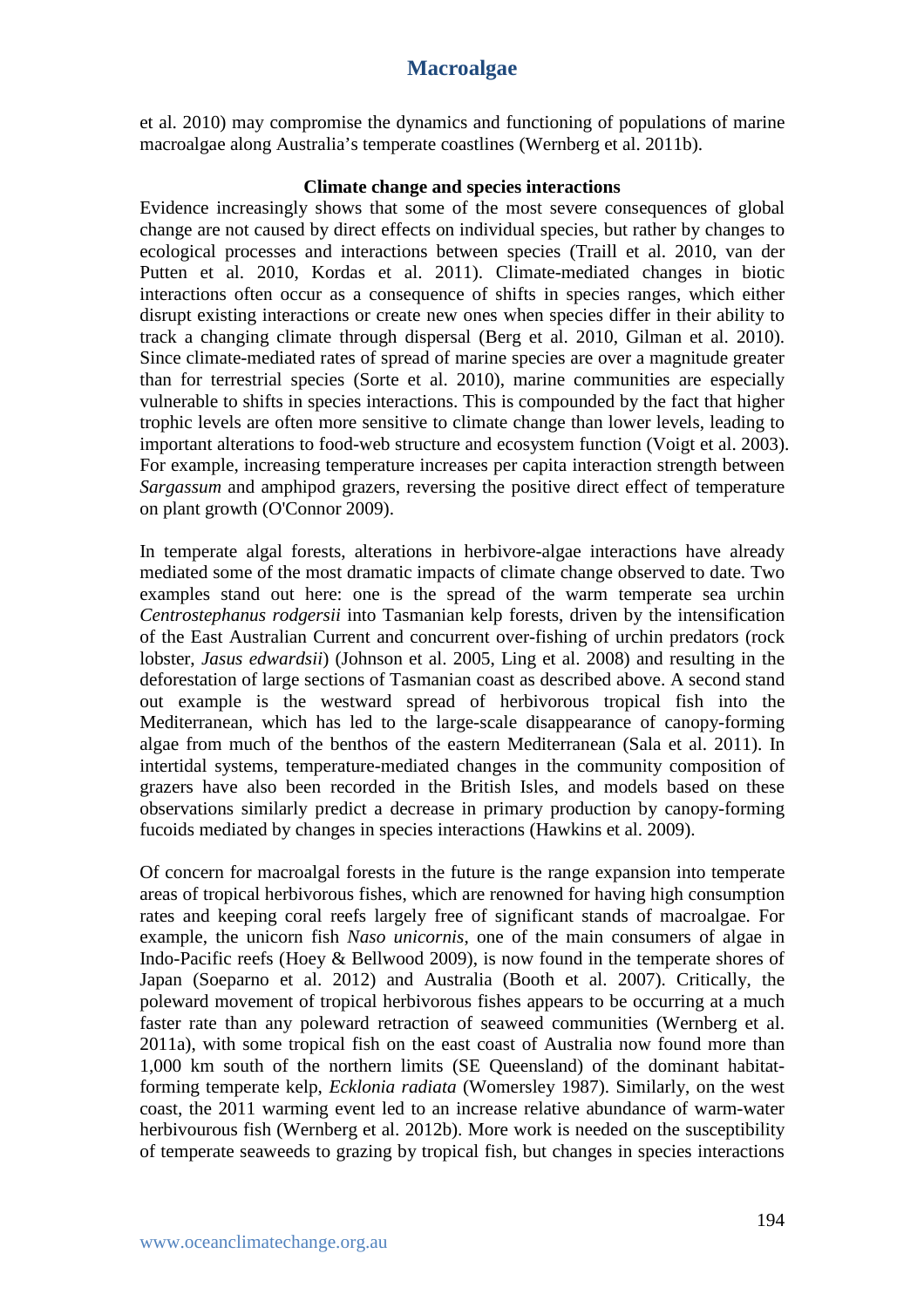et al. 2010) may compromise the dynamics and functioning of populations of marine macroalgae along Australia's temperate coastlines (Wernberg et al. 2011b).

### Climate change and species interactions

Evidence increasingly shows that some of the most severe consequences of global change are not caused by direct effects on individual species, but rather by changes to ecological processes and interactions between species (Traill et al. 2010, van der Putten et al. 2010, Kordas et al. 2011). Climate-mediated changes in biotic interactions often occur as a consequence of shifts in species ranges, which either disrupt existing interactions or create new ones when species differ in their ability to track a changing climate through dispersal (Berg et al. 2010, Gilman et al. 2010). Since climate-mediated rates of spread of marine species are over a magnitude greater than for terrestrial species (Sorte et al. 2010), marine communities are especially vulnerable to shifts in species interactions. This is compounded by the fact that higher trophic levels are often more sensitive to climate change than lower levels, leading to important alterations to food-web structure and ecosystem function (Voigt et al. 2003). For example, increasing temperature increases per capita interaction strength between *Sargassum* and amphipod grazers, reversing the positive direct effect of temperature on plant growth (O'Connor 2009).

In temperate algal forests, alterations in herbivore-algae interactions have already mediated some of the most dramatic impacts of climate change observed to date. Two examples stand out here: one is the spread of the warm temperate sea urchin *Centrostephanus rodgersii* into Tasmanian kelp forests, driven by the intensification of the East Australian Current and concurrent over-fishing of urchin predators (rock lobster, *Jasus edwardsii*) (Johnson et al. 2005, Ling et al. 2008) and resulting in the deforestation of large sections of Tasmanian coast as described above. A second stand out example is the westward spread of herbivorous tropical fish into the Mediterranean, which has led to the large-scale disappearance of canopy-forming algae from much of the benthos of the eastern Mediterranean (Sala et al. 2011). In intertidal systems, temperature-mediated changes in the community composition of grazers have also been recorded in the British Isles, and models based on these observations similarly predict a decrease in primary production by canopy-forming fucoids mediated by changes in species interactions (Hawkins et al. 2009).

Of concern for macroalgal forests in the future is the range expansion into temperate areas of tropical herbivorous fishes, which are renowned for having high consumption rates and keeping coral reefs largely free of significant stands of macroalgae. For example, the unicorn fish *Naso unicornis*, one of the main consumers of algae in Indo-Pacific reefs (Hoey & Bellwood 2009), is now found in the temperate shores of Japan (Soeparno et al. 2012) and Australia (Booth et al. 2007). Critically, the poleward movement of tropical herbivorous fishes appears to be occurring at a much faster rate than any poleward retraction of seaweed communities (Wernberg et al. 2011a), with some tropical fish on the east coast of Australia now found more than 1,000 km south of the northern limits (SE Queensland) of the dominant habitat-forming temperate kelp, *Ecklonia radiata* (Womersley 1987). Similarly, on the west coast, the 2011 warming event led to an increase relative abundance of warm-water herbivourous fish (Wernberg et al. 2012b). More work is needed on the susceptibility of temperate seaweeds to grazing by tropical fish, but changes in species interactions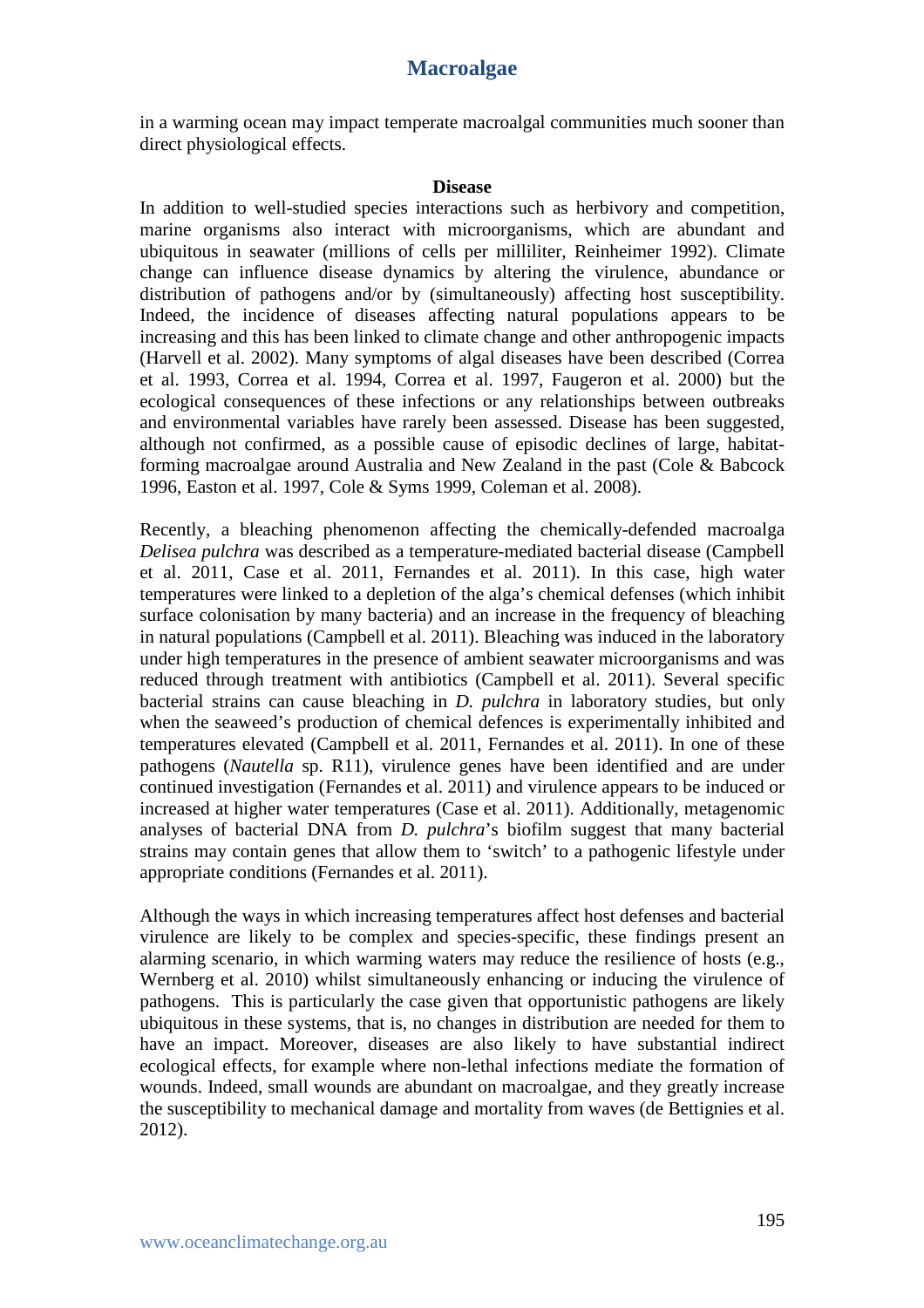in a warming ocean may impact temperate macroalgal communities much sooner than direct physiological effects.

### Disease

In addition to well-studied species interactions such as herbivory and competition, marine organisms also interact with microorganisms, which are abundant and ubiquitous in seawater (millions of cells per milliliter, Reinheimer 1992). Climate change can influence disease dynamics by altering the virulence, abundance or distribution of pathogens and/or by (simultaneously) affecting host susceptibility. Indeed, the incidence of diseases affecting natural populations appears to be increasing and this has been linked to climate change and other anthropogenic impacts (Harvell et al. 2002). Many symptoms of algal diseases have been described (Correa et al. 1993, Correa et al. 1994, Correa et al. 1997, Faugeron et al. 2000) but the ecological consequences of these infections or any relationships between outbreaks and environmental variables have rarely been assessed. Disease has been suggested, although not confirmed, as a possible cause of episodic declines of large, habitat-forming macroalgae around Australia and New Zealand in the past (Cole & Babcock 1996, Easton et al. 1997, Cole & Syms 1999, Coleman et al. 2008).

Recently, a bleaching phenomenon affecting the chemically-defended macroalga *Delisea pulchra* was described as a temperature-mediated bacterial disease (Campbell et al. 2011, Case et al. 2011, Fernandes et al. 2011). In this case, high water temperatures were linked to a depletion of the alga's chemical defenses (which inhibit surface colonisation by many bacteria) and an increase in the frequency of bleaching in natural populations (Campbell et al. 2011). Bleaching was induced in the laboratory under high temperatures in the presence of ambient seawater microorganisms and was reduced through treatment with antibiotics (Campbell et al. 2011). Several specific bacterial strains can cause bleaching in *D. pulchra* in laboratory studies, but only when the seaweed's production of chemical defences is experimentally inhibited and temperatures elevated (Campbell et al. 2011, Fernandes et al. 2011). In one of these pathogens (*Nautella* sp. R11), virulence genes have been identified and are under continued investigation (Fernandes et al. 2011) and virulence appears to be induced or increased at higher water temperatures (Case et al. 2011). Additionally, metagenomic analyses of bacterial DNA from *D. pulchra*'s biofilm suggest that many bacterial strains may contain genes that allow them to 'switch' to a pathogenic lifestyle under appropriate conditions (Fernandes et al. 2011).

Although the ways in which increasing temperatures affect host defenses and bacterial virulence are likely to be complex and species-specific, these findings present an alarming scenario, in which warming waters may reduce the resilience of hosts (e.g., Wernberg et al. 2010) whilst simultaneously enhancing or inducing the virulence of pathogens. This is particularly the case given that opportunistic pathogens are likely ubiquitous in these systems, that is, no changes in distribution are needed for them to have an impact. Moreover, diseases are also likely to have substantial indirect ecological effects, for example where non-lethal infections mediate the formation of wounds. Indeed, small wounds are abundant on macroalgae, and they greatly increase the susceptibility to mechanical damage and mortality from waves (de Bettignies et al. 2012).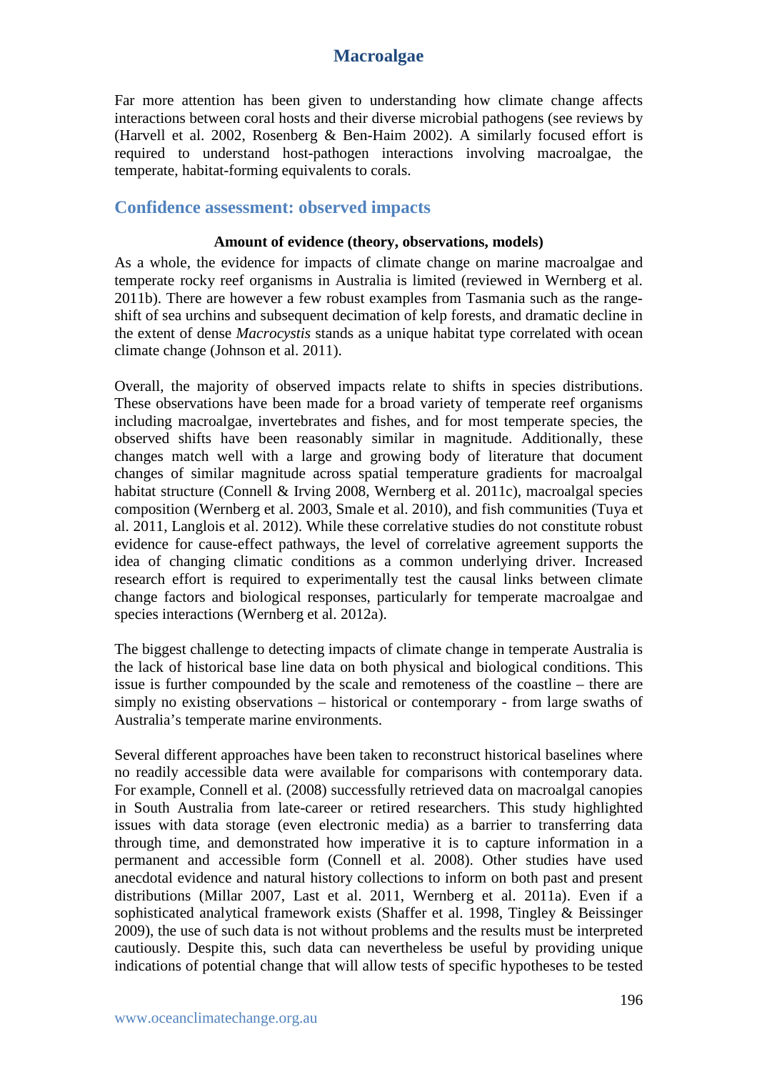Far more attention has been given to understanding how climate change affects interactions between coral hosts and their diverse microbial pathogens (see reviews by (Harvell et al. 2002, Rosenberg & Ben-Haim 2002). A similarly focused effort is required to understand host-pathogen interactions involving macroalgae, the temperate, habitat-forming equivalents to corals.

## Confidence assessment: observed impacts

**Amount of evidence (theory, observations, models)**

As a whole, the evidence for impacts of climate change on marine macroalgae and temperate rocky reef organisms in Australia is limited (reviewed in Wernberg et al. 2011b). There are however a few robust examples from Tasmania such as the range-shift of sea urchins and subsequent decimation of kelp forests, and dramatic decline in the extent of dense *Macrocystis* stands as a unique habitat type correlated with ocean climate change (Johnson et al. 2011).

Overall, the majority of observed impacts relate to shifts in species distributions. These observations have been made for a broad variety of temperate reef organisms including macroalgae, invertebrates and fishes, and for most temperate species, the observed shifts have been reasonably similar in magnitude. Additionally, these changes match well with a large and growing body of literature that document changes of similar magnitude across spatial temperature gradients for macroalgal habitat structure (Connell & Irving 2008, Wernberg et al. 2011c), macroalgal species composition (Wernberg et al. 2003, Smale et al. 2010), and fish communities (Tuya et al. 2011, Langlois et al. 2012). While these correlative studies do not constitute robust evidence for cause-effect pathways, the level of correlative agreement supports the idea of changing climatic conditions as a common underlying driver. Increased research effort is required to experimentally test the causal links between climate change factors and biological responses, particularly for temperate macroalgae and species interactions (Wernberg et al. 2012a).

The biggest challenge to detecting impacts of climate change in temperate Australia is the lack of historical base line data on both physical and biological conditions. This issue is further compounded by the scale and remoteness of the coastline – there are simply no existing observations – historical or contemporary - from large swaths of Australia's temperate marine environments.

Several different approaches have been taken to reconstruct historical baselines where no readily accessible data were available for comparisons with contemporary data. For example, Connell et al. (2008) successfully retrieved data on macroalgal canopies in South Australia from late-career or retired researchers. This study highlighted issues with data storage (even electronic media) as a barrier to transferring data through time, and demonstrated how imperative it is to capture information in a permanent and accessible form (Connell et al. 2008). Other studies have used anecdotal evidence and natural history collections to inform on both past and present distributions (Millar 2007, Last et al. 2011, Wernberg et al. 2011a). Even if a sophisticated analytical framework exists (Shaffer et al. 1998, Tingley & Beissinger 2009), the use of such data is not without problems and the results must be interpreted cautiously. Despite this, such data can nevertheless be useful by providing unique indications of potential change that will allow tests of specific hypotheses to be tested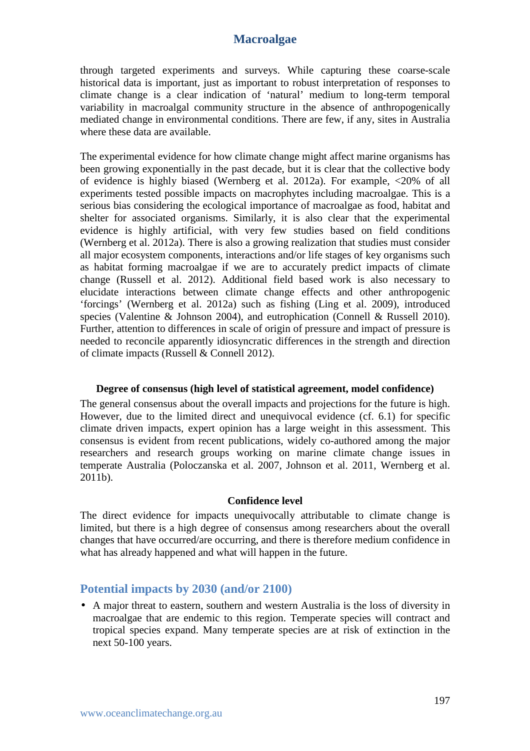through targeted experiments and surveys. While capturing these coarse-scale historical data is important, just as important to robust interpretation of responses to climate change is a clear indication of 'natural' medium to long-term temporal variability in macroalgal community structure in the absence of anthropogenically mediated change in environmental conditions. There are few, if any, sites in Australia where these data are available.

The experimental evidence for how climate change might affect marine organisms has been growing exponentially in the past decade, but it is clear that the collective body of evidence is highly biased (Wernberg et al. 2012a). For example, <20% of all experiments tested possible impacts on macrophytes including macroalgae. This is a serious bias considering the ecological importance of macroalgae as food, habitat and shelter for associated organisms. Similarly, it is also clear that the experimental evidence is highly artificial, with very few studies based on field conditions (Wernberg et al. 2012a). There is also a growing realization that studies must consider all major ecosystem components, interactions and/or life stages of key organisms such as habitat forming macroalgae if we are to accurately predict impacts of climate change (Russell et al. 2012). Additional field based work is also necessary to elucidate interactions between climate change effects and other anthropogenic 'forcings' (Wernberg et al. 2012a) such as fishing (Ling et al. 2009), introduced species (Valentine & Johnson 2004), and eutrophication (Connell & Russell 2010). Further, attention to differences in scale of origin of pressure and impact of pressure is needed to reconcile apparently idiosyncratic differences in the strength and direction of climate impacts (Russell & Connell 2012).

**Degree of consensus (high level of statistical agreement, model confidence)**

The general consensus about the overall impacts and projections for the future is high. However, due to the limited direct and unequivocal evidence (cf. 6.1) for specific climate driven impacts, expert opinion has a large weight in this assessment. This consensus is evident from recent publications, widely co-authored among the major researchers and research groups working on marine climate change issues in temperate Australia (Poloczanska et al. 2007, Johnson et al. 2011, Wernberg et al. 2011b).

**Confidence level**

The direct evidence for impacts unequivocally attributable to climate change is limited, but there is a high degree of consensus among researchers about the overall changes that have occurred/are occurring, and there is therefore medium confidence in what has already happened and what will happen in the future.

## Potential impacts by 2030 (and/or 2100)

- A major threat to eastern, southern and western Australia is the loss of diversity in macroalgae that are endemic to this region. Temperate species will contract and tropical species expand. Many temperate species are at risk of extinction in the next 50-100 years.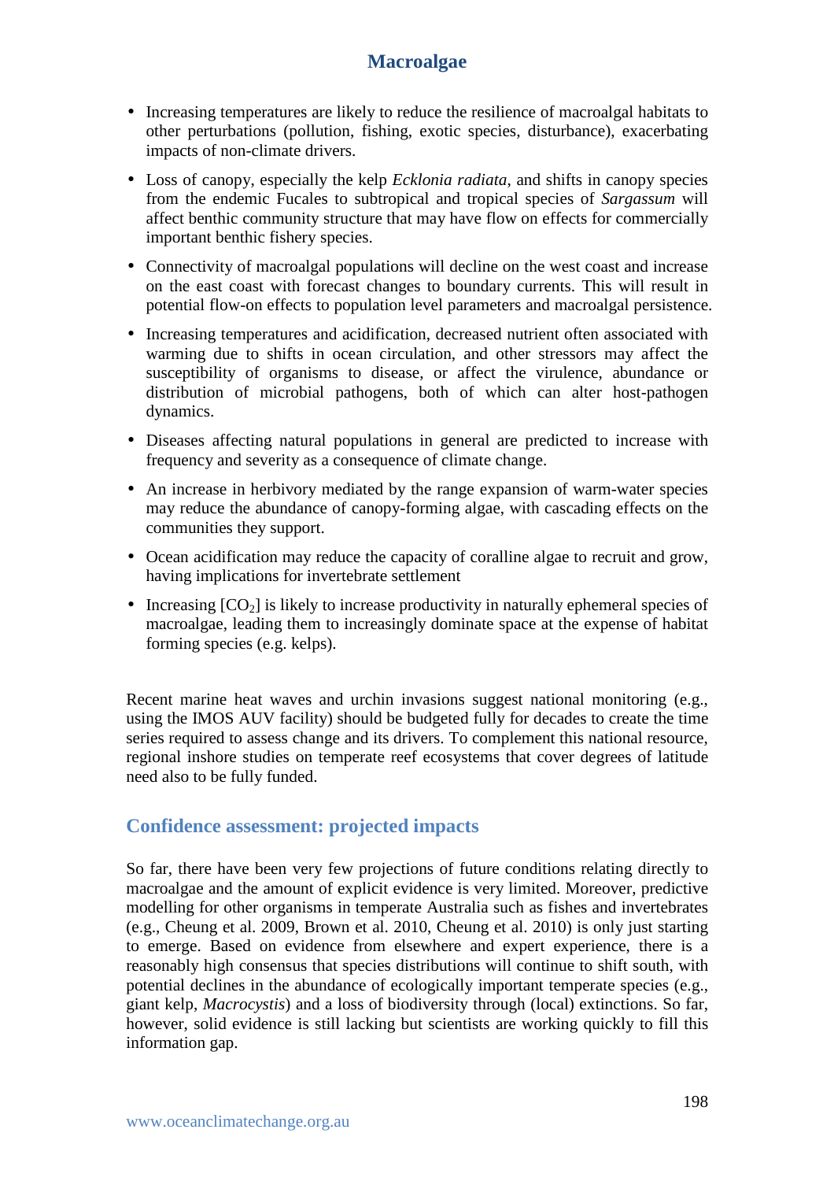- Increasing temperatures are likely to reduce the resilience of macroalgal habitats to other perturbations (pollution, fishing, exotic species, disturbance), exacerbating impacts of non-climate drivers.
- Loss of canopy, especially the kelp *Ecklonia radiata*, and shifts in canopy species from the endemic Fucales to subtropical and tropical species of *Sargassum* will affect benthic community structure that may have flow on effects for commercially important benthic fishery species.
- Connectivity of macroalgal populations will decline on the west coast and increase on the east coast with forecast changes to boundary currents. This will result in potential flow-on effects to population level parameters and macroalgal persistence.
- Increasing temperatures and acidification, decreased nutrient often associated with warming due to shifts in ocean circulation, and other stressors may affect the susceptibility of organisms to disease, or affect the virulence, abundance or distribution of microbial pathogens, both of which can alter host-pathogen dynamics.
- Diseases affecting natural populations in general are predicted to increase with frequency and severity as a consequence of climate change.
- An increase in herbivory mediated by the range expansion of warm-water species may reduce the abundance of canopy-forming algae, with cascading effects on the communities they support.
- Ocean acidification may reduce the capacity of coralline algae to recruit and grow, having implications for invertebrate settlement
- Increasing [$CO_2$] is likely to increase productivity in naturally ephemeral species of macroalgae, leading them to increasingly dominate space at the expense of habitat forming species (e.g. kelps).

Recent marine heat waves and urchin invasions suggest national monitoring (e.g., using the IMOS AUV facility) should be budgeted fully for decades to create the time series required to assess change and its drivers. To complement this national resource, regional inshore studies on temperate reef ecosystems that cover degrees of latitude need also to be fully funded.

## Confidence assessment: projected impacts

So far, there have been very few projections of future conditions relating directly to macroalgae and the amount of explicit evidence is very limited. Moreover, predictive modelling for other organisms in temperate Australia such as fishes and invertebrates (e.g., Cheung et al. 2009, Brown et al. 2010, Cheung et al. 2010) is only just starting to emerge. Based on evidence from elsewhere and expert experience, there is a reasonably high consensus that species distributions will continue to shift south, with potential declines in the abundance of ecologically important temperate species (e.g., giant kelp, *Macrocystis*) and a loss of biodiversity through (local) extinctions. So far, however, solid evidence is still lacking but scientists are working quickly to fill this information gap.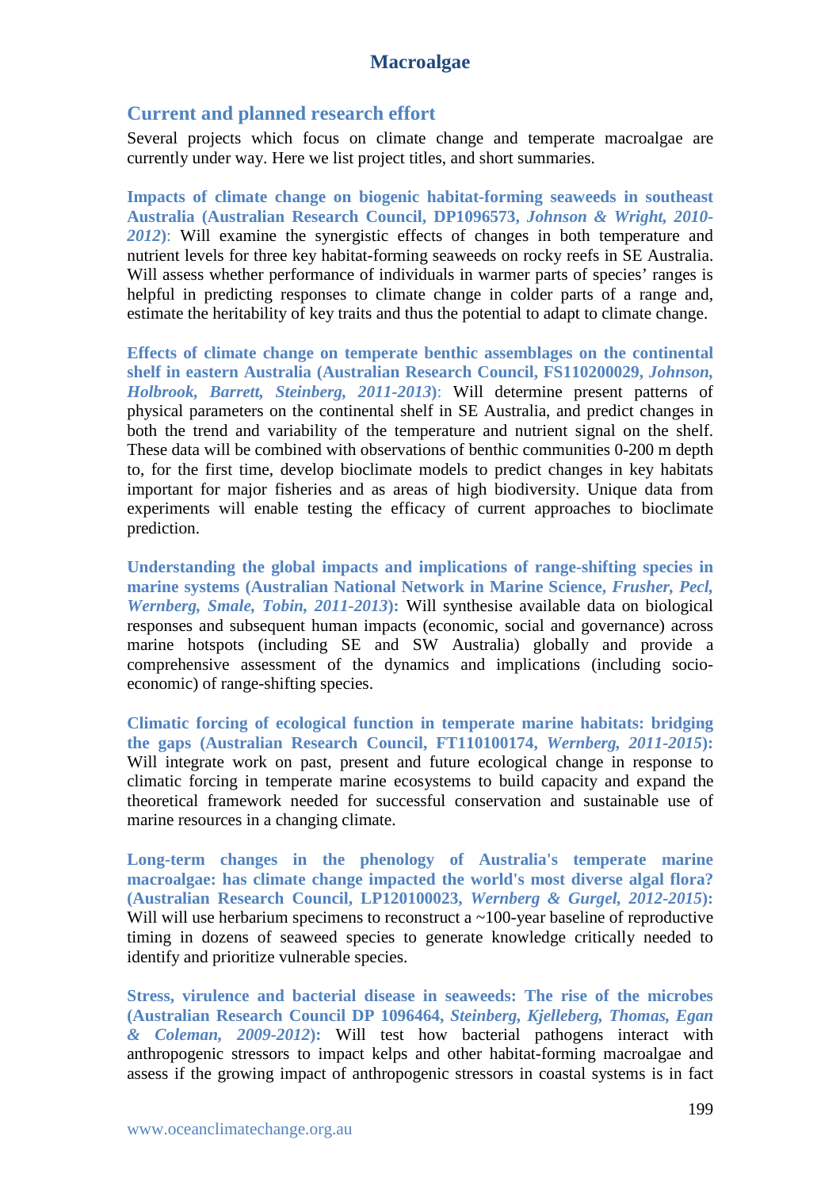## Current and planned research effort

Several projects which focus on climate change and temperate macroalgae are currently under way. Here we list project titles, and short summaries.

**Impacts of climate change on biogenic habitat-forming seaweeds in southeast Australia (Australian Research Council, DP1096573, *Johnson & Wright, 2010-2012*)**: Will examine the synergistic effects of changes in both temperature and nutrient levels for three key habitat-forming seaweeds on rocky reefs in SE Australia. Will assess whether performance of individuals in warmer parts of species' ranges is helpful in predicting responses to climate change in colder parts of a range and, estimate the heritability of key traits and thus the potential to adapt to climate change.

**Effects of climate change on temperate benthic assemblages on the continental shelf in eastern Australia (Australian Research Council, FS110200029, *Johnson, Holbrook, Barrett, Steinberg, 2011-2013*)**: Will determine present patterns of physical parameters on the continental shelf in SE Australia, and predict changes in both the trend and variability of the temperature and nutrient signal on the shelf. These data will be combined with observations of benthic communities 0-200 m depth to, for the first time, develop bioclimate models to predict changes in key habitats important for major fisheries and as areas of high biodiversity. Unique data from experiments will enable testing the efficacy of current approaches to bioclimate prediction.

**Understanding the global impacts and implications of range-shifting species in marine systems (Australian National Network in Marine Science, *Frusher, Pecl, Wernberg, Smale, Tobin, 2011-2013*):** Will synthesise available data on biological responses and subsequent human impacts (economic, social and governance) across marine hotspots (including SE and SW Australia) globally and provide a comprehensive assessment of the dynamics and implications (including socio-economic) of range-shifting species.

**Climatic forcing of ecological function in temperate marine habitats: bridging the gaps (Australian Research Council, FT110100174, *Wernberg, 2011-2015*):** Will integrate work on past, present and future ecological change in response to climatic forcing in temperate marine ecosystems to build capacity and expand the theoretical framework needed for successful conservation and sustainable use of marine resources in a changing climate.

**Long-term changes in the phenology of Australia's temperate marine macroalgae: has climate change impacted the world's most diverse algal flora? (Australian Research Council, LP120100023, *Wernberg & Gurgel, 2012-2015*):** Will will use herbarium specimens to reconstruct a ~100-year baseline of reproductive timing in dozens of seaweed species to generate knowledge critically needed to identify and prioritize vulnerable species.

**Stress, virulence and bacterial disease in seaweeds: The rise of the microbes (Australian Research Council DP 1096464, *Steinberg, Kjelleberg, Thomas, Egan & Coleman, 2009-2012*):** Will test how bacterial pathogens interact with anthropogenic stressors to impact kelps and other habitat-forming macroalgae and assess if the growing impact of anthropogenic stressors in coastal systems is in fact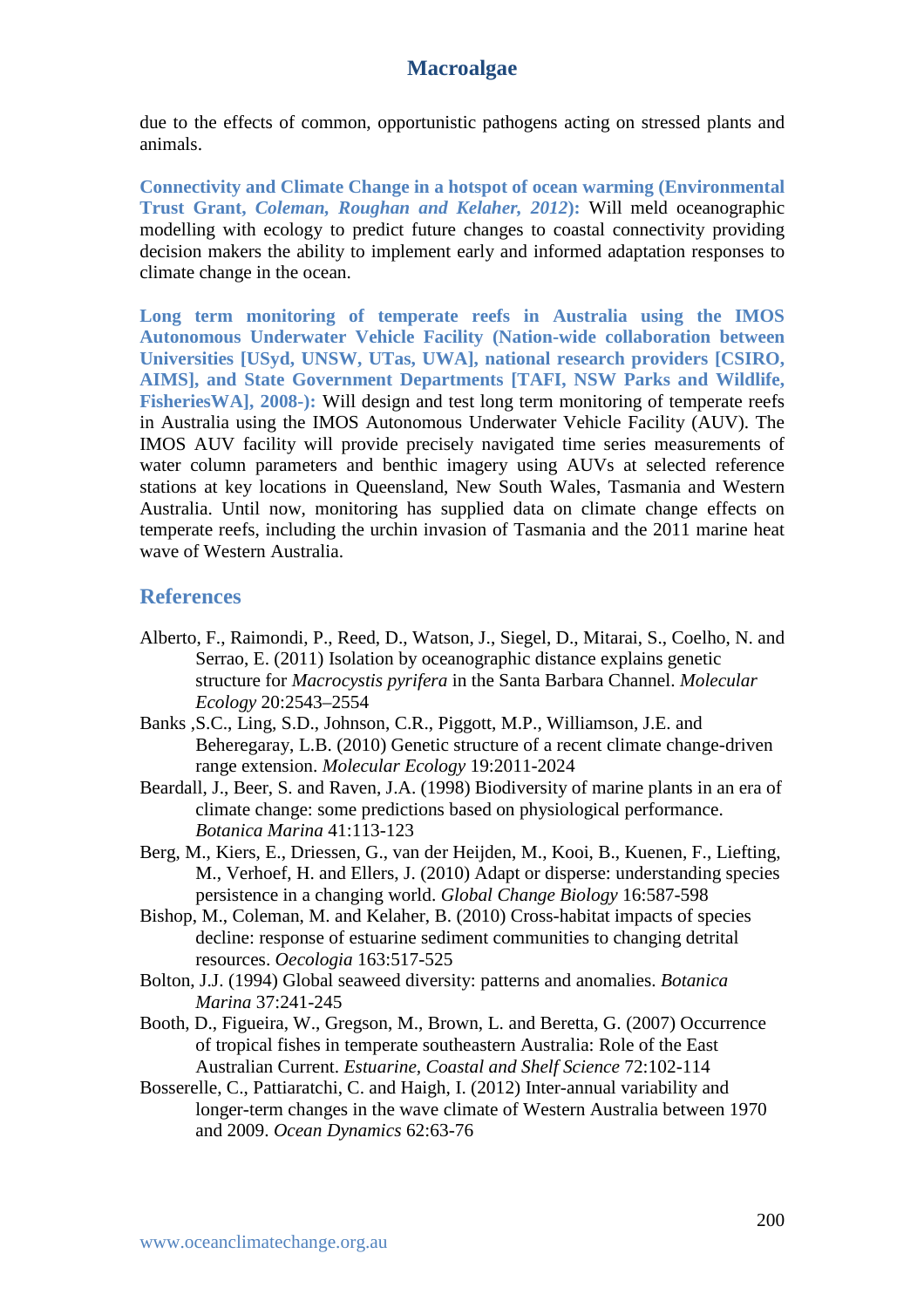due to the effects of common, opportunistic pathogens acting on stressed plants and animals.

**Connectivity and Climate Change in a hotspot of ocean warming (Environmental Trust Grant, *Coleman, Roughan and Kelaher, 2012*):** Will meld oceanographic modelling with ecology to predict future changes to coastal connectivity providing decision makers the ability to implement early and informed adaptation responses to climate change in the ocean.

**Long term monitoring of temperate reefs in Australia using the IMOS Autonomous Underwater Vehicle Facility (Nation-wide collaboration between Universities [USyd, UNSW, UTas, UWA], national research providers [CSIRO, AIMS], and State Government Departments [TAFI, NSW Parks and Wildlife, FisheriesWA], 2008-):** Will design and test long term monitoring of temperate reefs in Australia using the IMOS Autonomous Underwater Vehicle Facility (AUV). The IMOS AUV facility will provide precisely navigated time series measurements of water column parameters and benthic imagery using AUVs at selected reference stations at key locations in Queensland, New South Wales, Tasmania and Western Australia. Until now, monitoring has supplied data on climate change effects on temperate reefs, including the urchin invasion of Tasmania and the 2011 marine heat wave of Western Australia.

## References

Alberto, F., Raimondi, P., Reed, D., Watson, J., Siegel, D., Mitarai, S., Coelho, N. and Serrao, E. (2011) Isolation by oceanographic distance explains genetic structure for *Macrocystis pyrifera* in the Santa Barbara Channel. *Molecular Ecology* 20:2543–2554

Banks ,S.C., Ling, S.D., Johnson, C.R., Piggott, M.P., Williamson, J.E. and Beheregaray, L.B. (2010) Genetic structure of a recent climate change-driven range extension. *Molecular Ecology* 19:2011-2024

Beardall, J., Beer, S. and Raven, J.A. (1998) Biodiversity of marine plants in an era of climate change: some predictions based on physiological performance. *Botanica Marina* 41:113-123

Berg, M., Kiers, E., Driessen, G., van der Heijden, M., Kooi, B., Kuenen, F., Liefting, M., Verhoef, H. and Ellers, J. (2010) Adapt or disperse: understanding species persistence in a changing world. *Global Change Biology* 16:587-598

Bishop, M., Coleman, M. and Kelaher, B. (2010) Cross-habitat impacts of species decline: response of estuarine sediment communities to changing detrital resources. *Oecologia* 163:517-525

Bolton, J.J. (1994) Global seaweed diversity: patterns and anomalies. *Botanica Marina* 37:241-245

Booth, D., Figueira, W., Gregson, M., Brown, L. and Beretta, G. (2007) Occurrence of tropical fishes in temperate southeastern Australia: Role of the East Australian Current. *Estuarine, Coastal and Shelf Science* 72:102-114

Bosserelle, C., Pattiaratchi, C. and Haigh, I. (2012) Inter-annual variability and longer-term changes in the wave climate of Western Australia between 1970 and 2009. *Ocean Dynamics* 62:63-76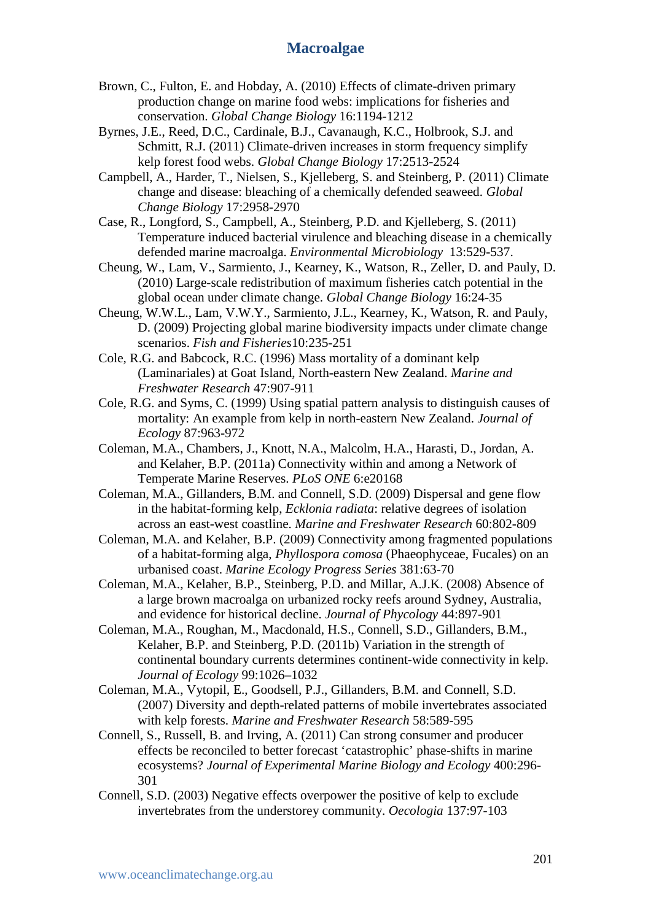Brown, C., Fulton, E. and Hobday, A. (2010) Effects of climate-driven primary production change on marine food webs: implications for fisheries and conservation. *Global Change Biology* 16:1194-1212

Byrnes, J.E., Reed, D.C., Cardinale, B.J., Cavanaugh, K.C., Holbrook, S.J. and Schmitt, R.J. (2011) Climate-driven increases in storm frequency simplify kelp forest food webs. *Global Change Biology* 17:2513-2524

Campbell, A., Harder, T., Nielsen, S., Kjelleberg, S. and Steinberg, P. (2011) Climate change and disease: bleaching of a chemically defended seaweed. *Global Change Biology* 17:2958-2970

Case, R., Longford, S., Campbell, A., Steinberg, P.D. and Kjelleberg, S. (2011) Temperature induced bacterial virulence and bleaching disease in a chemically defended marine macroalga. *Environmental Microbiology* 13:529-537.

Cheung, W., Lam, V., Sarmiento, J., Kearney, K., Watson, R., Zeller, D. and Pauly, D. (2010) Large-scale redistribution of maximum fisheries catch potential in the global ocean under climate change. *Global Change Biology* 16:24-35

Cheung, W.W.L., Lam, V.W.Y., Sarmiento, J.L., Kearney, K., Watson, R. and Pauly, D. (2009) Projecting global marine biodiversity impacts under climate change scenarios. *Fish and Fisheries*10:235-251

Cole, R.G. and Babcock, R.C. (1996) Mass mortality of a dominant kelp (Laminariales) at Goat Island, North-eastern New Zealand. *Marine and Freshwater Research* 47:907-911

Cole, R.G. and Syms, C. (1999) Using spatial pattern analysis to distinguish causes of mortality: An example from kelp in north-eastern New Zealand. *Journal of Ecology* 87:963-972

Coleman, M.A., Chambers, J., Knott, N.A., Malcolm, H.A., Harasti, D., Jordan, A. and Kelaher, B.P. (2011a) Connectivity within and among a Network of Temperate Marine Reserves. *PLoS ONE* 6:e20168

Coleman, M.A., Gillanders, B.M. and Connell, S.D. (2009) Dispersal and gene flow in the habitat-forming kelp, *Ecklonia radiata*: relative degrees of isolation across an east-west coastline. *Marine and Freshwater Research* 60:802-809

Coleman, M.A. and Kelaher, B.P. (2009) Connectivity among fragmented populations of a habitat-forming alga, *Phyllospora comosa* (Phaeophyceae, Fucales) on an urbanised coast. *Marine Ecology Progress Series* 381:63-70

Coleman, M.A., Kelaher, B.P., Steinberg, P.D. and Millar, A.J.K. (2008) Absence of a large brown macroalga on urbanized rocky reefs around Sydney, Australia, and evidence for historical decline. *Journal of Phycology* 44:897-901

Coleman, M.A., Roughan, M., Macdonald, H.S., Connell, S.D., Gillanders, B.M., Kelaher, B.P. and Steinberg, P.D. (2011b) Variation in the strength of continental boundary currents determines continent-wide connectivity in kelp. *Journal of Ecology* 99:1026–1032

Coleman, M.A., Vytopil, E., Goodsell, P.J., Gillanders, B.M. and Connell, S.D. (2007) Diversity and depth-related patterns of mobile invertebrates associated with kelp forests. *Marine and Freshwater Research* 58:589-595

Connell, S., Russell, B. and Irving, A. (2011) Can strong consumer and producer effects be reconciled to better forecast 'catastrophic' phase-shifts in marine ecosystems? *Journal of Experimental Marine Biology and Ecology* 400:296-301

Connell, S.D. (2003) Negative effects overpower the positive of kelp to exclude invertebrates from the understorey community. *Oecologia* 137:97-103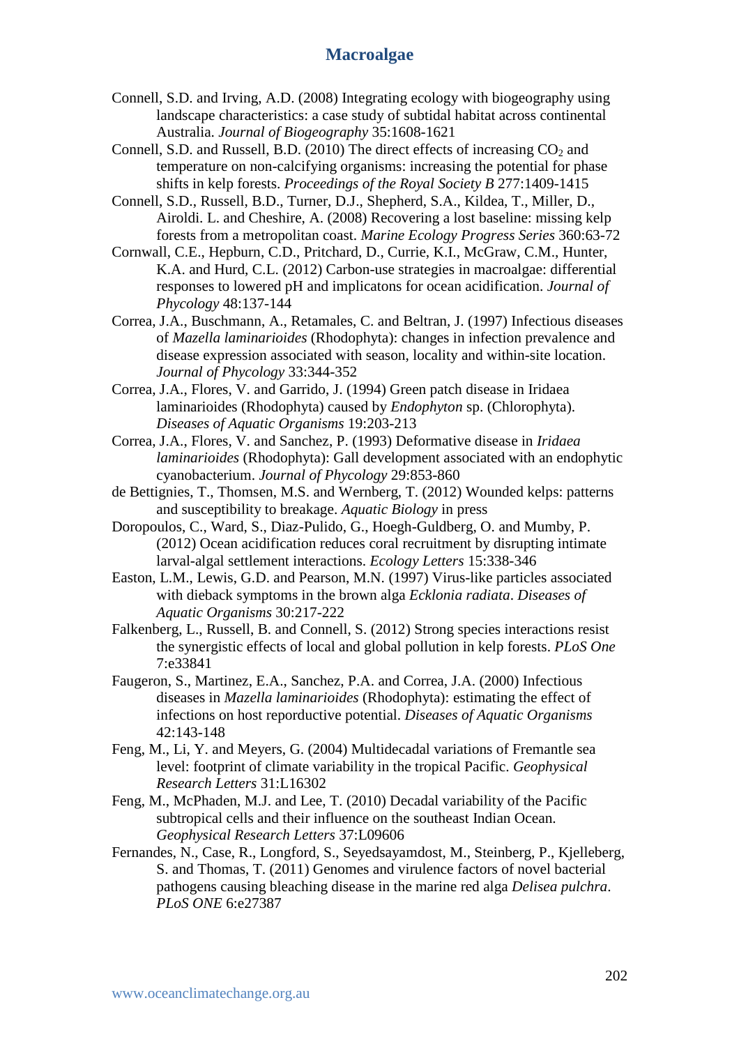Connell, S.D. and Irving, A.D. (2008) Integrating ecology with biogeography using landscape characteristics: a case study of subtidal habitat across continental Australia. *Journal of Biogeography* 35:1608-1621

Connell, S.D. and Russell, B.D. (2010) The direct effects of increasing $CO_2$ and temperature on non-calcifying organisms: increasing the potential for phase shifts in kelp forests. *Proceedings of the Royal Society B* 277:1409-1415

Connell, S.D., Russell, B.D., Turner, D.J., Shepherd, S.A., Kildea, T., Miller, D., Airoldi. L. and Cheshire, A. (2008) Recovering a lost baseline: missing kelp forests from a metropolitan coast. *Marine Ecology Progress Series* 360:63-72

Cornwall, C.E., Hepburn, C.D., Pritchard, D., Currie, K.I., McGraw, C.M., Hunter, K.A. and Hurd, C.L. (2012) Carbon-use strategies in macroalgae: differential responses to lowered pH and implicatons for ocean acidification. *Journal of Phycology* 48:137-144

Correa, J.A., Buschmann, A., Retamales, C. and Beltran, J. (1997) Infectious diseases of *Mazella laminarioides* (Rhodophyta): changes in infection prevalence and disease expression associated with season, locality and within-site location. *Journal of Phycology* 33:344-352

Correa, J.A., Flores, V. and Garrido, J. (1994) Green patch disease in Iridaea laminarioides (Rhodophyta) caused by *Endophyton* sp. (Chlorophyta). *Diseases of Aquatic Organisms* 19:203-213

Correa, J.A., Flores, V. and Sanchez, P. (1993) Deformative disease in *Iridaea laminarioides* (Rhodophyta): Gall development associated with an endophytic cyanobacterium. *Journal of Phycology* 29:853-860

de Bettignies, T., Thomsen, M.S. and Wernberg, T. (2012) Wounded kelps: patterns and susceptibility to breakage. *Aquatic Biology* in press

Doropoulos, C., Ward, S., Diaz-Pulido, G., Hoegh-Guldberg, O. and Mumby, P. (2012) Ocean acidification reduces coral recruitment by disrupting intimate larval-algal settlement interactions. *Ecology Letters* 15:338-346

Easton, L.M., Lewis, G.D. and Pearson, M.N. (1997) Virus-like particles associated with dieback symptoms in the brown alga *Ecklonia radiata*. *Diseases of Aquatic Organisms* 30:217-222

Falkenberg, L., Russell, B. and Connell, S. (2012) Strong species interactions resist the synergistic effects of local and global pollution in kelp forests. *PLoS One* 7:e33841

Faugeron, S., Martinez, E.A., Sanchez, P.A. and Correa, J.A. (2000) Infectious diseases in *Mazella laminarioides* (Rhodophyta): estimating the effect of infections on host reporductive potential. *Diseases of Aquatic Organisms* 42:143-148

Feng, M., Li, Y. and Meyers, G. (2004) Multidecadal variations of Fremantle sea level: footprint of climate variability in the tropical Pacific. *Geophysical Research Letters* 31:L16302

Feng, M., McPhaden, M.J. and Lee, T. (2010) Decadal variability of the Pacific subtropical cells and their influence on the southeast Indian Ocean. *Geophysical Research Letters* 37:L09606

Fernandes, N., Case, R., Longford, S., Seyedsayamdost, M., Steinberg, P., Kjelleberg, S. and Thomas, T. (2011) Genomes and virulence factors of novel bacterial pathogens causing bleaching disease in the marine red alga *Delisea pulchra*. *PLoS ONE* 6:e27387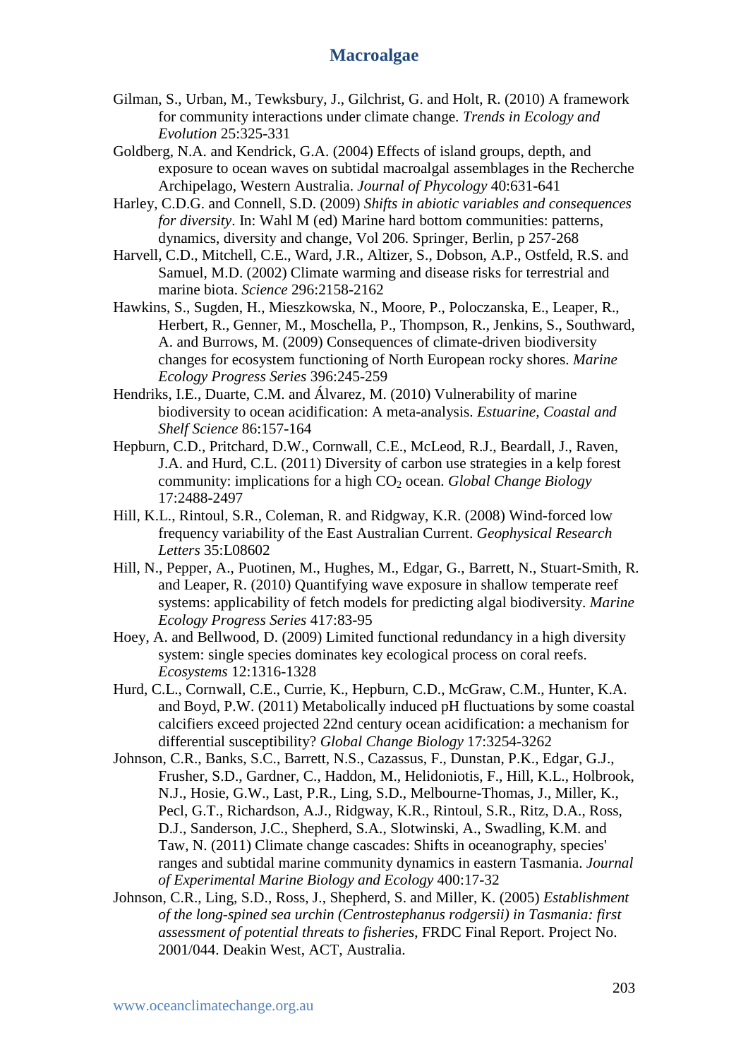Gilman, S., Urban, M., Tewksbury, J., Gilchrist, G. and Holt, R. (2010) A framework for community interactions under climate change. *Trends in Ecology and Evolution* 25:325-331

Goldberg, N.A. and Kendrick, G.A. (2004) Effects of island groups, depth, and exposure to ocean waves on subtidal macroalgal assemblages in the Recherche Archipelago, Western Australia. *Journal of Phycology* 40:631-641

Harley, C.D.G. and Connell, S.D. (2009) *Shifts in abiotic variables and consequences for diversity*. In: Wahl M (ed) Marine hard bottom communities: patterns, dynamics, diversity and change, Vol 206. Springer, Berlin, p 257-268

Harvell, C.D., Mitchell, C.E., Ward, J.R., Altizer, S., Dobson, A.P., Ostfeld, R.S. and Samuel, M.D. (2002) Climate warming and disease risks for terrestrial and marine biota. *Science* 296:2158-2162

Hawkins, S., Sugden, H., Mieszkowska, N., Moore, P., Poloczanska, E., Leaper, R., Herbert, R., Genner, M., Moschella, P., Thompson, R., Jenkins, S., Southward, A. and Burrows, M. (2009) Consequences of climate-driven biodiversity changes for ecosystem functioning of North European rocky shores. *Marine Ecology Progress Series* 396:245-259

Hendriks, I.E., Duarte, C.M. and Álvarez, M. (2010) Vulnerability of marine biodiversity to ocean acidification: A meta-analysis. *Estuarine, Coastal and Shelf Science* 86:157-164

Hepburn, C.D., Pritchard, D.W., Cornwall, C.E., McLeod, R.J., Beardall, J., Raven, J.A. and Hurd, C.L. (2011) Diversity of carbon use strategies in a kelp forest community: implications for a high $CO_2$ ocean. *Global Change Biology* 17:2488-2497

Hill, K.L., Rintoul, S.R., Coleman, R. and Ridgway, K.R. (2008) Wind-forced low frequency variability of the East Australian Current. *Geophysical Research Letters* 35:L08602

Hill, N., Pepper, A., Puotinen, M., Hughes, M., Edgar, G., Barrett, N., Stuart-Smith, R. and Leaper, R. (2010) Quantifying wave exposure in shallow temperate reef systems: applicability of fetch models for predicting algal biodiversity. *Marine Ecology Progress Series* 417:83-95

Hoey, A. and Bellwood, D. (2009) Limited functional redundancy in a high diversity system: single species dominates key ecological process on coral reefs. *Ecosystems* 12:1316-1328

Hurd, C.L., Cornwall, C.E., Currie, K., Hepburn, C.D., McGraw, C.M., Hunter, K.A. and Boyd, P.W. (2011) Metabolically induced pH fluctuations by some coastal calcifiers exceed projected 22nd century ocean acidification: a mechanism for differential susceptibility? *Global Change Biology* 17:3254-3262

Johnson, C.R., Banks, S.C., Barrett, N.S., Cazassus, F., Dunstan, P.K., Edgar, G.J., Frusher, S.D., Gardner, C., Haddon, M., Helidoniotis, F., Hill, K.L., Holbrook, N.J., Hosie, G.W., Last, P.R., Ling, S.D., Melbourne-Thomas, J., Miller, K., Pecl, G.T., Richardson, A.J., Ridgway, K.R., Rintoul, S.R., Ritz, D.A., Ross, D.J., Sanderson, J.C., Shepherd, S.A., Slotwinski, A., Swadling, K.M. and Taw, N. (2011) Climate change cascades: Shifts in oceanography, species' ranges and subtidal marine community dynamics in eastern Tasmania. *Journal of Experimental Marine Biology and Ecology* 400:17-32

Johnson, C.R., Ling, S.D., Ross, J., Shepherd, S. and Miller, K. (2005) *Establishment of the long-spined sea urchin (Centrostephanus rodgersii) in Tasmania: first assessment of potential threats to fisheries*, FRDC Final Report. Project No. 2001/044. Deakin West, ACT, Australia.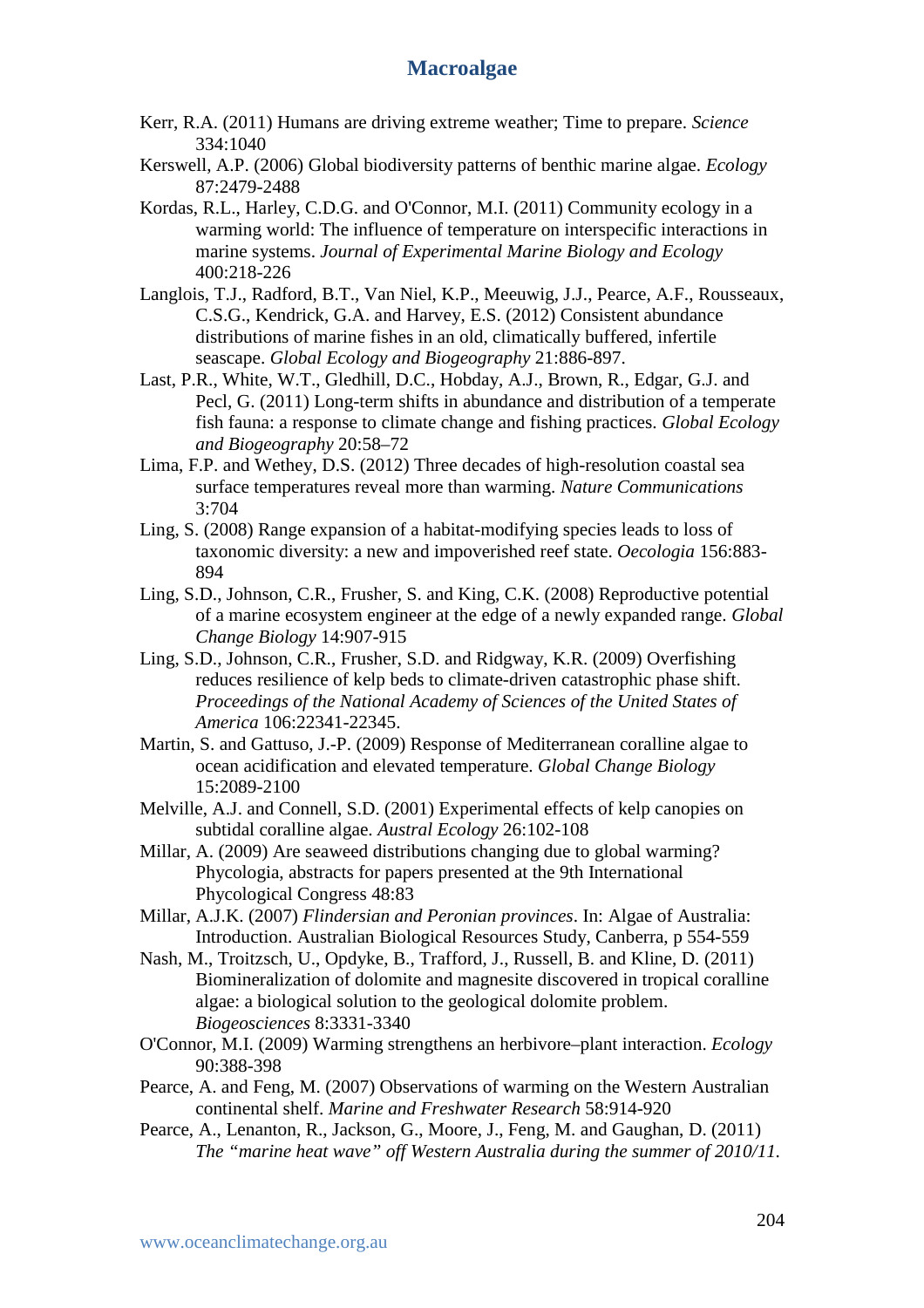Kerr, R.A. (2011) Humans are driving extreme weather; Time to prepare. *Science* 334:1040

Kerswell, A.P. (2006) Global biodiversity patterns of benthic marine algae. *Ecology* 87:2479-2488

Kordas, R.L., Harley, C.D.G. and O'Connor, M.I. (2011) Community ecology in a warming world: The influence of temperature on interspecific interactions in marine systems. *Journal of Experimental Marine Biology and Ecology* 400:218-226

Langlois, T.J., Radford, B.T., Van Niel, K.P., Meeuwig, J.J., Pearce, A.F., Rousseaux, C.S.G., Kendrick, G.A. and Harvey, E.S. (2012) Consistent abundance distributions of marine fishes in an old, climatically buffered, infertile seascape. *Global Ecology and Biogeography* 21:886-897.

Last, P.R., White, W.T., Gledhill, D.C., Hobday, A.J., Brown, R., Edgar, G.J. and Pecl, G. (2011) Long-term shifts in abundance and distribution of a temperate fish fauna: a response to climate change and fishing practices. *Global Ecology and Biogeography* 20:58–72

Lima, F.P. and Wethey, D.S. (2012) Three decades of high-resolution coastal sea surface temperatures reveal more than warming. *Nature Communications* 3:704

Ling, S. (2008) Range expansion of a habitat-modifying species leads to loss of taxonomic diversity: a new and impoverished reef state. *Oecologia* 156:883-894

Ling, S.D., Johnson, C.R., Frusher, S. and King, C.K. (2008) Reproductive potential of a marine ecosystem engineer at the edge of a newly expanded range. *Global Change Biology* 14:907-915

Ling, S.D., Johnson, C.R., Frusher, S.D. and Ridgway, K.R. (2009) Overfishing reduces resilience of kelp beds to climate-driven catastrophic phase shift. *Proceedings of the National Academy of Sciences of the United States of America* 106:22341-22345.

Martin, S. and Gattuso, J.-P. (2009) Response of Mediterranean coralline algae to ocean acidification and elevated temperature. *Global Change Biology* 15:2089-2100

Melville, A.J. and Connell, S.D. (2001) Experimental effects of kelp canopies on subtidal coralline algae. *Austral Ecology* 26:102-108

Millar, A. (2009) Are seaweed distributions changing due to global warming? Phycologia, abstracts for papers presented at the 9th International Phycological Congress 48:83

Millar, A.J.K. (2007) *Flindersian and Peronian provinces*. In: Algae of Australia: Introduction. Australian Biological Resources Study, Canberra, p 554-559

Nash, M., Troitzsch, U., Opdyke, B., Trafford, J., Russell, B. and Kline, D. (2011) Biomineralization of dolomite and magnesite discovered in tropical coralline algae: a biological solution to the geological dolomite problem. *Biogeosciences* 8:3331-3340

O'Connor, M.I. (2009) Warming strengthens an herbivore–plant interaction. *Ecology* 90:388-398

Pearce, A. and Feng, M. (2007) Observations of warming on the Western Australian continental shelf. *Marine and Freshwater Research* 58:914-920

Pearce, A., Lenanton, R., Jackson, G., Moore, J., Feng, M. and Gaughan, D. (2011) *The "marine heat wave" off Western Australia during the summer of 2010/11.*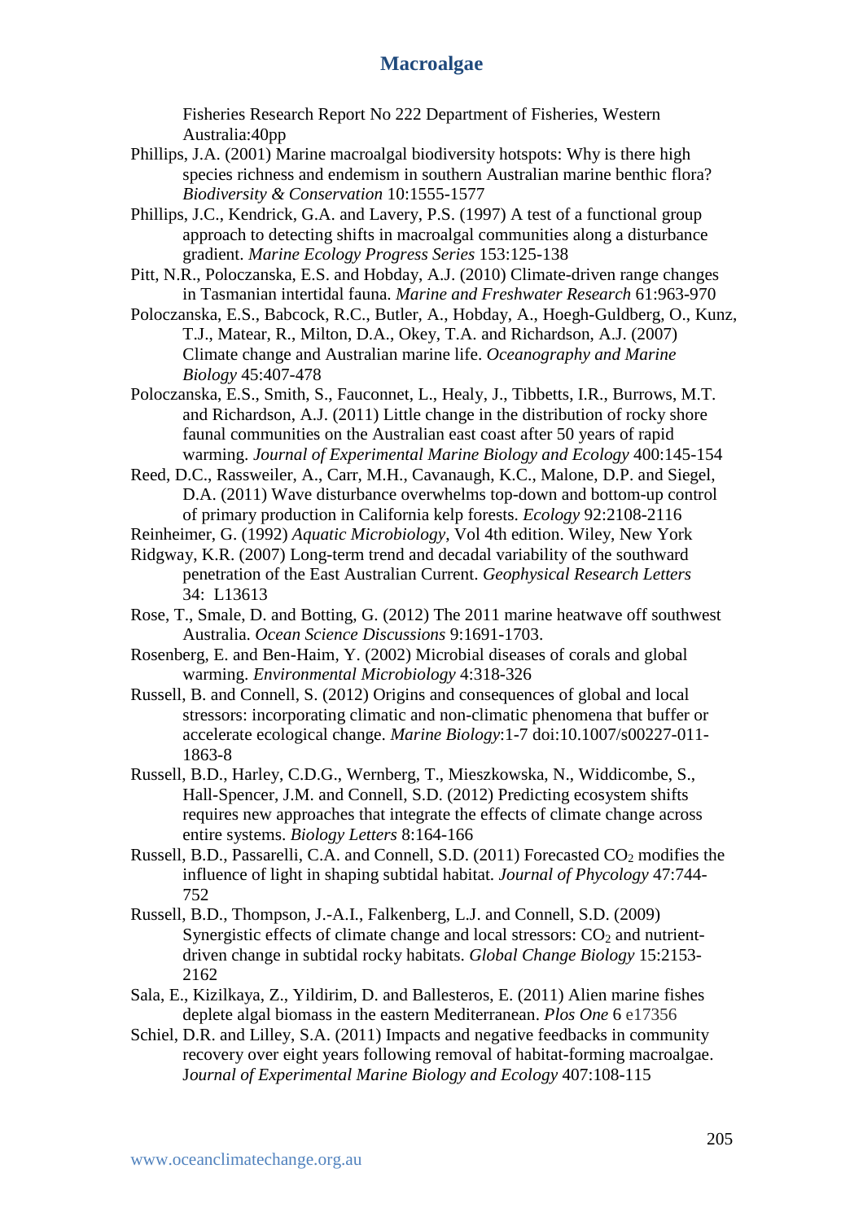Fisheries Research Report No 222 Department of Fisheries, Western Australia:40pp

Phillips, J.A. (2001) Marine macroalgal biodiversity hotspots: Why is there high species richness and endemism in southern Australian marine benthic flora? *Biodiversity & Conservation* 10:1555-1577

Phillips, J.C., Kendrick, G.A. and Lavery, P.S. (1997) A test of a functional group approach to detecting shifts in macroalgal communities along a disturbance gradient. *Marine Ecology Progress Series* 153:125-138

Pitt, N.R., Poloczanska, E.S. and Hobday, A.J. (2010) Climate-driven range changes in Tasmanian intertidal fauna. *Marine and Freshwater Research* 61:963-970

Poloczanska, E.S., Babcock, R.C., Butler, A., Hobday, A., Hoegh-Guldberg, O., Kunz, T.J., Matear, R., Milton, D.A., Okey, T.A. and Richardson, A.J. (2007) Climate change and Australian marine life. *Oceanography and Marine Biology* 45:407-478

Poloczanska, E.S., Smith, S., Fauconnet, L., Healy, J., Tibbetts, I.R., Burrows, M.T. and Richardson, A.J. (2011) Little change in the distribution of rocky shore faunal communities on the Australian east coast after 50 years of rapid warming. *Journal of Experimental Marine Biology and Ecology* 400:145-154

Reed, D.C., Rassweiler, A., Carr, M.H., Cavanaugh, K.C., Malone, D.P. and Siegel, D.A. (2011) Wave disturbance overwhelms top-down and bottom-up control of primary production in California kelp forests. *Ecology* 92:2108-2116

Reinheimer, G. (1992) *Aquatic Microbiology*, Vol 4th edition. Wiley, New York

Ridgway, K.R. (2007) Long-term trend and decadal variability of the southward penetration of the East Australian Current. *Geophysical Research Letters* 34: L13613

Rose, T., Smale, D. and Botting, G. (2012) The 2011 marine heatwave off southwest Australia. *Ocean Science Discussions* 9:1691-1703.

Rosenberg, E. and Ben-Haim, Y. (2002) Microbial diseases of corals and global warming. *Environmental Microbiology* 4:318-326

Russell, B. and Connell, S. (2012) Origins and consequences of global and local stressors: incorporating climatic and non-climatic phenomena that buffer or accelerate ecological change. *Marine Biology*:1-7 doi:10.1007/s00227-011-1863-8

Russell, B.D., Harley, C.D.G., Wernberg, T., Mieszkowska, N., Widdicombe, S., Hall-Spencer, J.M. and Connell, S.D. (2012) Predicting ecosystem shifts requires new approaches that integrate the effects of climate change across entire systems. *Biology Letters* 8:164-166

Russell, B.D., Passarelli, C.A. and Connell, S.D. (2011) Forecasted $CO_2$ modifies the influence of light in shaping subtidal habitat. *Journal of Phycology* 47:744-752

Russell, B.D., Thompson, J.-A.I., Falkenberg, L.J. and Connell, S.D. (2009) Synergistic effects of climate change and local stressors: $CO_2$ and nutrient-driven change in subtidal rocky habitats. *Global Change Biology* 15:2153-2162

Sala, E., Kizilkaya, Z., Yildirim, D. and Ballesteros, E. (2011) Alien marine fishes deplete algal biomass in the eastern Mediterranean. *Plos One* 6 e17356

Schiel, D.R. and Lilley, S.A. (2011) Impacts and negative feedbacks in community recovery over eight years following removal of habitat-forming macroalgae. *Journal of Experimental Marine Biology and Ecology* 407:108-115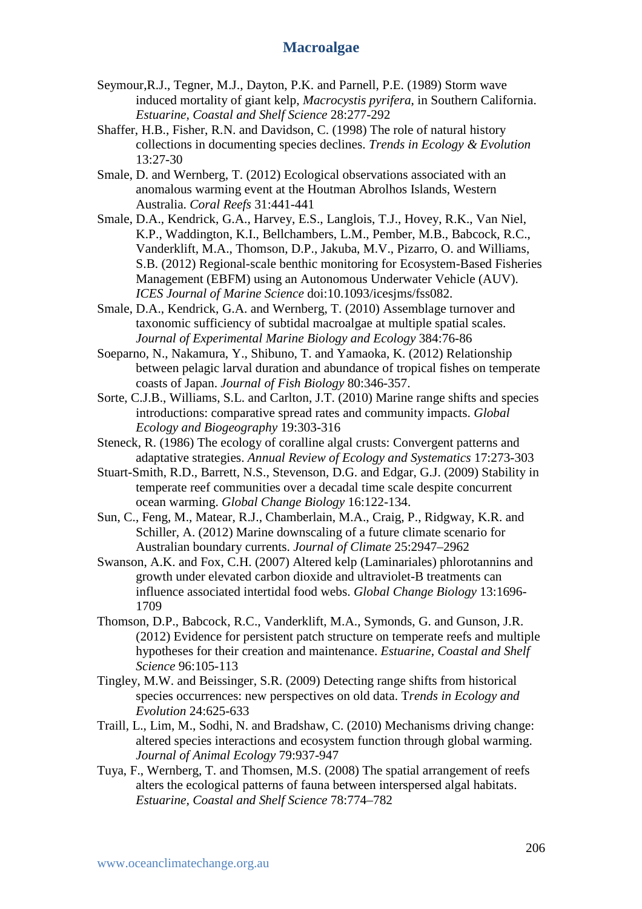Seymour,R.J., Tegner, M.J., Dayton, P.K. and Parnell, P.E. (1989) Storm wave induced mortality of giant kelp, *Macrocystis pyrifera*, in Southern California. *Estuarine, Coastal and Shelf Science* 28:277-292

Shaffer, H.B., Fisher, R.N. and Davidson, C. (1998) The role of natural history collections in documenting species declines. *Trends in Ecology & Evolution* 13:27-30

Smale, D. and Wernberg, T. (2012) Ecological observations associated with an anomalous warming event at the Houtman Abrolhos Islands, Western Australia. *Coral Reefs* 31:441-441

Smale, D.A., Kendrick, G.A., Harvey, E.S., Langlois, T.J., Hovey, R.K., Van Niel, K.P., Waddington, K.I., Bellchambers, L.M., Pember, M.B., Babcock, R.C., Vanderklift, M.A., Thomson, D.P., Jakuba, M.V., Pizarro, O. and Williams, S.B. (2012) Regional-scale benthic monitoring for Ecosystem-Based Fisheries Management (EBFM) using an Autonomous Underwater Vehicle (AUV). *ICES Journal of Marine Science* doi:10.1093/icesjms/fss082.

Smale, D.A., Kendrick, G.A. and Wernberg, T. (2010) Assemblage turnover and taxonomic sufficiency of subtidal macroalgae at multiple spatial scales. *Journal of Experimental Marine Biology and Ecology* 384:76-86

Soeparno, N., Nakamura, Y., Shibuno, T. and Yamaoka, K. (2012) Relationship between pelagic larval duration and abundance of tropical fishes on temperate coasts of Japan. *Journal of Fish Biology* 80:346-357.

Sorte, C.J.B., Williams, S.L. and Carlton, J.T. (2010) Marine range shifts and species introductions: comparative spread rates and community impacts. *Global Ecology and Biogeography* 19:303-316

Steneck, R. (1986) The ecology of coralline algal crusts: Convergent patterns and adaptative strategies. *Annual Review of Ecology and Systematics* 17:273-303

Stuart-Smith, R.D., Barrett, N.S., Stevenson, D.G. and Edgar, G.J. (2009) Stability in temperate reef communities over a decadal time scale despite concurrent ocean warming. *Global Change Biology* 16:122-134.

Sun, C., Feng, M., Matear, R.J., Chamberlain, M.A., Craig, P., Ridgway, K.R. and Schiller, A. (2012) Marine downscaling of a future climate scenario for Australian boundary currents. *Journal of Climate* 25:2947–2962

Swanson, A.K. and Fox, C.H. (2007) Altered kelp (Laminariales) phlorotannins and growth under elevated carbon dioxide and ultraviolet-B treatments can influence associated intertidal food webs. *Global Change Biology* 13:1696-1709

Thomson, D.P., Babcock, R.C., Vanderklift, M.A., Symonds, G. and Gunson, J.R. (2012) Evidence for persistent patch structure on temperate reefs and multiple hypotheses for their creation and maintenance. *Estuarine, Coastal and Shelf Science* 96:105-113

Tingley, M.W. and Beissinger, S.R. (2009) Detecting range shifts from historical species occurrences: new perspectives on old data. T*rends in Ecology and Evolution* 24:625-633

Traill, L., Lim, M., Sodhi, N. and Bradshaw, C. (2010) Mechanisms driving change: altered species interactions and ecosystem function through global warming. *Journal of Animal Ecology* 79:937-947

Tuya, F., Wernberg, T. and Thomsen, M.S. (2008) The spatial arrangement of reefs alters the ecological patterns of fauna between interspersed algal habitats. *Estuarine, Coastal and Shelf Science* 78:774–782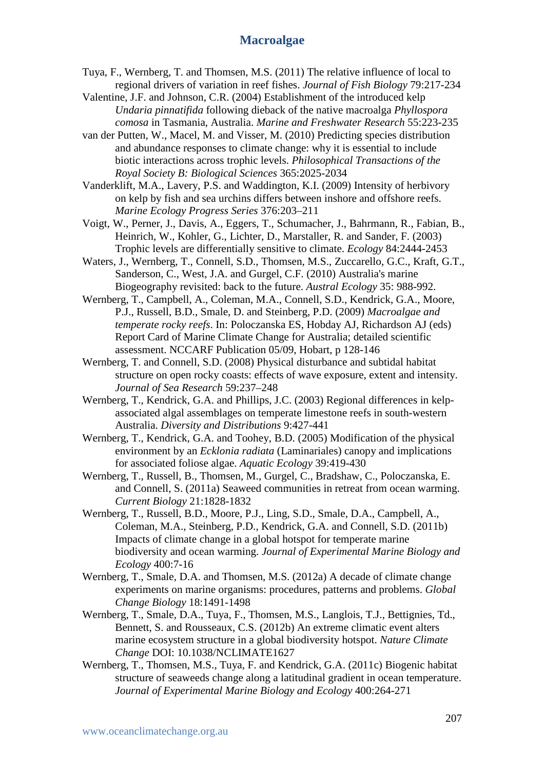Tuya, F., Wernberg, T. and Thomsen, M.S. (2011) The relative influence of local to regional drivers of variation in reef fishes. *Journal of Fish Biology* 79:217-234

Valentine, J.F. and Johnson, C.R. (2004) Establishment of the introduced kelp *Undaria pinnatifida* following dieback of the native macroalga *Phyllospora comosa* in Tasmania, Australia. *Marine and Freshwater Research* 55:223-235

van der Putten, W., Macel, M. and Visser, M. (2010) Predicting species distribution and abundance responses to climate change: why it is essential to include biotic interactions across trophic levels. *Philosophical Transactions of the Royal Society B: Biological Sciences* 365:2025-2034

Vanderklift, M.A., Lavery, P.S. and Waddington, K.I. (2009) Intensity of herbivory on kelp by fish and sea urchins differs between inshore and offshore reefs. *Marine Ecology Progress Series* 376:203–211

Voigt, W., Perner, J., Davis, A., Eggers, T., Schumacher, J., Bahrmann, R., Fabian, B., Heinrich, W., Kohler, G., Lichter, D., Marstaller, R. and Sander, F. (2003) Trophic levels are differentially sensitive to climate. *Ecology* 84:2444-2453

Waters, J., Wernberg, T., Connell, S.D., Thomsen, M.S., Zuccarello, G.C., Kraft, G.T., Sanderson, C., West, J.A. and Gurgel, C.F. (2010) Australia's marine Biogeography revisited: back to the future. *Austral Ecology* 35: 988-992.

Wernberg, T., Campbell, A., Coleman, M.A., Connell, S.D., Kendrick, G.A., Moore, P.J., Russell, B.D., Smale, D. and Steinberg, P.D. (2009) *Macroalgae and temperate rocky reefs*. In: Poloczanska ES, Hobday AJ, Richardson AJ (eds) Report Card of Marine Climate Change for Australia; detailed scientific assessment. NCCARF Publication 05/09, Hobart, p 128-146

Wernberg, T. and Connell, S.D. (2008) Physical disturbance and subtidal habitat structure on open rocky coasts: effects of wave exposure, extent and intensity. *Journal of Sea Research* 59:237–248

Wernberg, T., Kendrick, G.A. and Phillips, J.C. (2003) Regional differences in kelp-associated algal assemblages on temperate limestone reefs in south-western Australia. *Diversity and Distributions* 9:427-441

Wernberg, T., Kendrick, G.A. and Toohey, B.D. (2005) Modification of the physical environment by an *Ecklonia radiata* (Laminariales) canopy and implications for associated foliose algae. *Aquatic Ecology* 39:419-430

Wernberg, T., Russell, B., Thomsen, M., Gurgel, C., Bradshaw, C., Poloczanska, E. and Connell, S. (2011a) Seaweed communities in retreat from ocean warming. *Current Biology* 21:1828-1832

Wernberg, T., Russell, B.D., Moore, P.J., Ling, S.D., Smale, D.A., Campbell, A., Coleman, M.A., Steinberg, P.D., Kendrick, G.A. and Connell, S.D. (2011b) Impacts of climate change in a global hotspot for temperate marine biodiversity and ocean warming. *Journal of Experimental Marine Biology and Ecology* 400:7-16

Wernberg, T., Smale, D.A. and Thomsen, M.S. (2012a) A decade of climate change experiments on marine organisms: procedures, patterns and problems. *Global Change Biology* 18:1491-1498

Wernberg, T., Smale, D.A., Tuya, F., Thomsen, M.S., Langlois, T.J., Bettignies, Td., Bennett, S. and Rousseaux, C.S. (2012b) An extreme climatic event alters marine ecosystem structure in a global biodiversity hotspot. *Nature Climate Change* DOI: 10.1038/NCLIMATE1627

Wernberg, T., Thomsen, M.S., Tuya, F. and Kendrick, G.A. (2011c) Biogenic habitat structure of seaweeds change along a latitudinal gradient in ocean temperature. *Journal of Experimental Marine Biology and Ecology* 400:264-271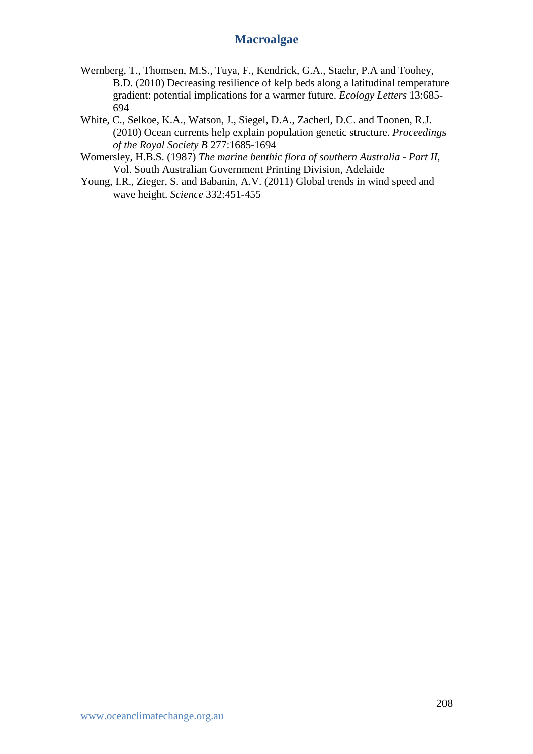Wernberg, T., Thomsen, M.S., Tuya, F., Kendrick, G.A., Staehr, P.A and Toohey, B.D. (2010) Decreasing resilience of kelp beds along a latitudinal temperature gradient: potential implications for a warmer future. *Ecology Letters* 13:685-694

White, C., Selkoe, K.A., Watson, J., Siegel, D.A., Zacherl, D.C. and Toonen, R.J. (2010) Ocean currents help explain population genetic structure. *Proceedings of the Royal Society B* 277:1685-1694

Womersley, H.B.S. (1987) *The marine benthic flora of southern Australia - Part II*, Vol. South Australian Government Printing Division, Adelaide

Young, I.R., Zieger, S. and Babanin, A.V. (2011) Global trends in wind speed and wave height. *Science* 332:451-455